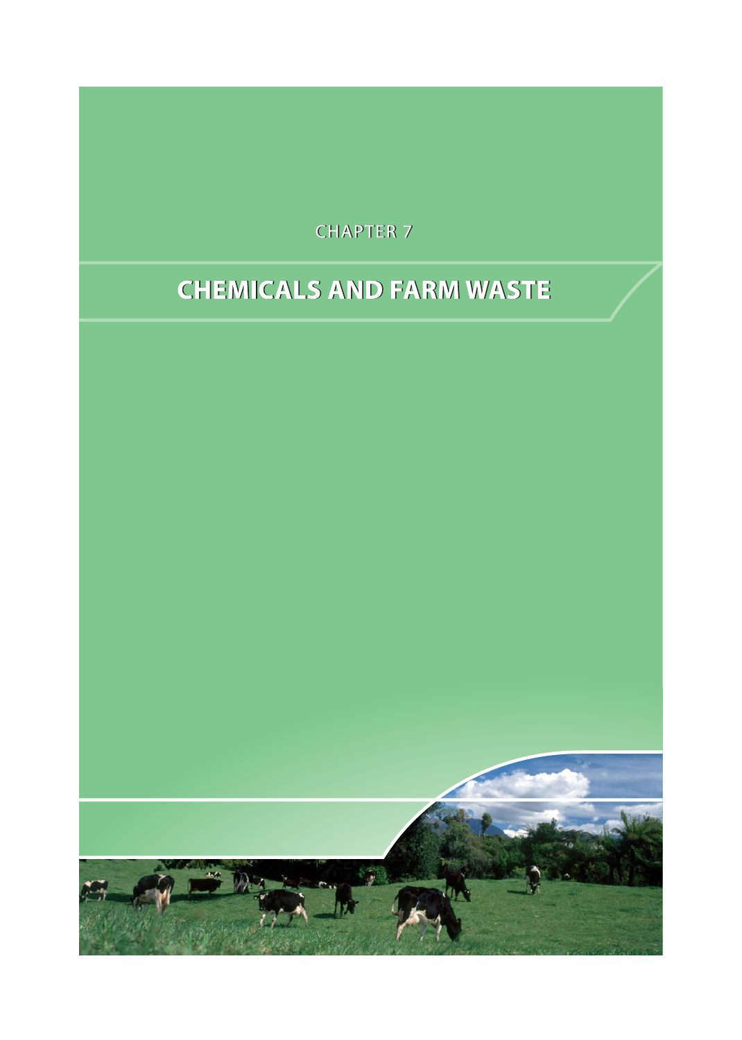CHAPTER 7

# CHEMICALS AND FARM WASTE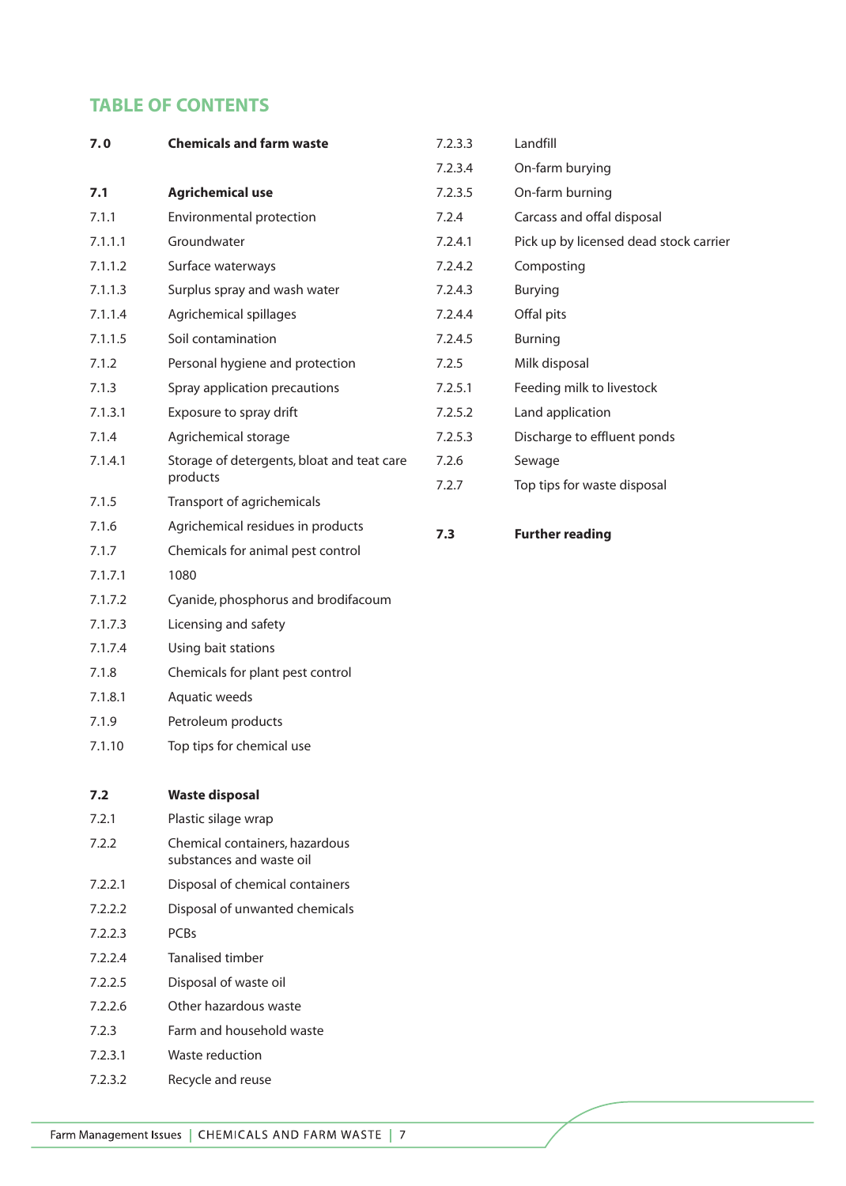## TABLE OF CONTENTS

| | |
|---|---|
| **7.0** | **Chemicals and farm waste** |
| **7.1** | **Agrichemical use** |
| 7.1.1 | Environmental protection |
| 7.1.1.1 | Groundwater |
| 7.1.1.2 | Surface waterways |
| 7.1.1.3 | Surplus spray and wash water |
| 7.1.1.4 | Agrichemical spillages |
| 7.1.1.5 | Soil contamination |
| 7.1.2 | Personal hygiene and protection |
| 7.1.3 | Spray application precautions |
| 7.1.3.1 | Exposure to spray drift |
| 7.1.4 | Agrichemical storage |
| 7.1.4.1 | Storage of detergents, bloat and teat care products |
| 7.1.5 | Transport of agrichemicals |
| 7.1.6 | Agrichemical residues in products |
| 7.1.7 | Chemicals for animal pest control |
| 7.1.7.1 | 1080 |
| 7.1.7.2 | Cyanide, phosphorus and brodifacoum |
| 7.1.7.3 | Licensing and safety |
| 7.1.7.4 | Using bait stations |
| 7.1.8 | Chemicals for plant pest control |
| 7.1.8.1 | Aquatic weeds |
| 7.1.9 | Petroleum products |
| 7.1.10 | Top tips for chemical use |
| **7.2** | **Waste disposal** |
| 7.2.1 | Plastic silage wrap |
| 7.2.2 | Chemical containers, hazardous substances and waste oil |
| 7.2.2.1 | Disposal of chemical containers |
| 7.2.2.2 | Disposal of unwanted chemicals |
| 7.2.2.3 | PCBs |
| 7.2.2.4 | Tanalised timber |
| 7.2.2.5 | Disposal of waste oil |
| 7.2.2.6 | Other hazardous waste |
| 7.2.3 | Farm and household waste |
| 7.2.3.1 | Waste reduction |
| 7.2.3.2 | Recycle and reuse |
| 7.2.3.3 | Landfill |
| 7.2.3.4 | On-farm burying |
| 7.2.3.5 | On-farm burning |
| 7.2.4 | Carcass and offal disposal |
| 7.2.4.1 | Pick up by licensed dead stock carrier |
| 7.2.4.2 | Composting |
| 7.2.4.3 | Burying |
| 7.2.4.4 | Offal pits |
| 7.2.4.5 | Burning |
| 7.2.5 | Milk disposal |
| 7.2.5.1 | Feeding milk to livestock |
| 7.2.5.2 | Land application |
| 7.2.5.3 | Discharge to effluent ponds |
| 7.2.6 | Sewage |
| 7.2.7 | Top tips for waste disposal |
| **7.3** | **Further reading** |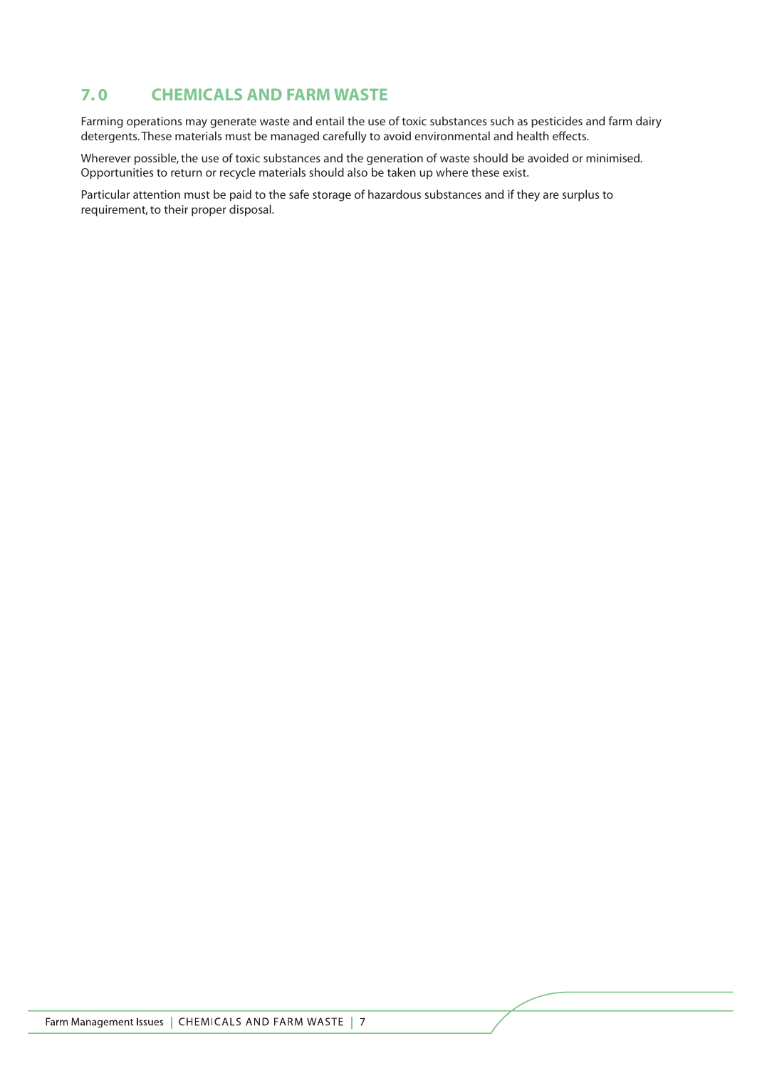## 7.0 CHEMICALS AND FARM WASTE

Farming operations may generate waste and entail the use of toxic substances such as pesticides and farm dairy detergents. These materials must be managed carefully to avoid environmental and health effects.

Wherever possible, the use of toxic substances and the generation of waste should be avoided or minimised. Opportunities to return or recycle materials should also be taken up where these exist.

Particular attention must be paid to the safe storage of hazardous substances and if they are surplus to requirement, to their proper disposal.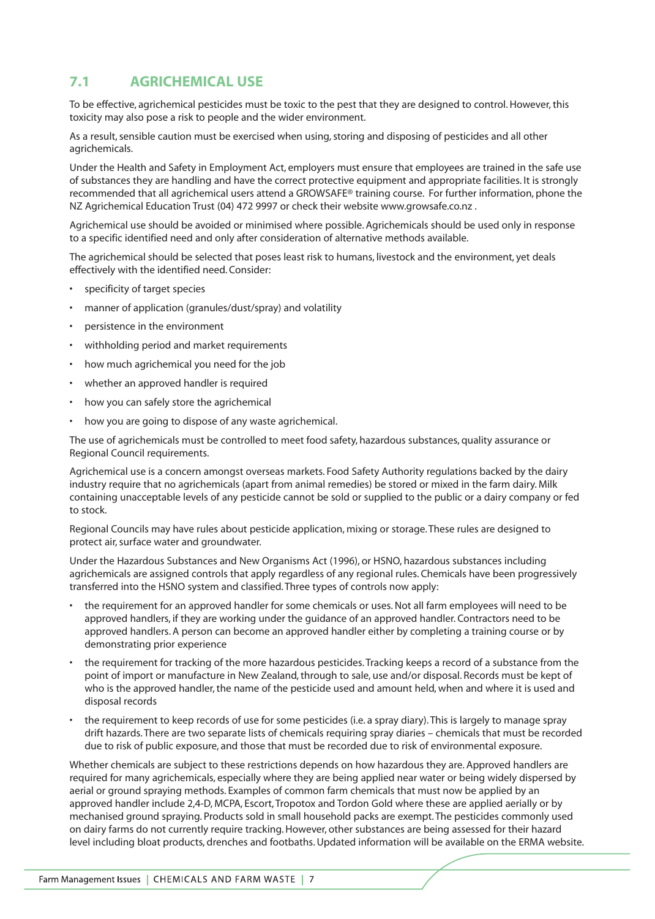## 7.1 AGRICHEMICAL USE

To be effective, agrichemical pesticides must be toxic to the pest that they are designed to control. However, this toxicity may also pose a risk to people and the wider environment.

As a result, sensible caution must be exercised when using, storing and disposing of pesticides and all other agrichemicals.

Under the Health and Safety in Employment Act, employers must ensure that employees are trained in the safe use of substances they are handling and have the correct protective equipment and appropriate facilities. It is strongly recommended that all agrichemical users attend a GROWSAFE® training course. For further information, phone the NZ Agrichemical Education Trust (04) 472 9997 or check their website www.growsafe.co.nz .

Agrichemical use should be avoided or minimised where possible. Agrichemicals should be used only in response to a specific identified need and only after consideration of alternative methods available.

The agrichemical should be selected that poses least risk to humans, livestock and the environment, yet deals effectively with the identified need. Consider:

- specificity of target species
- manner of application (granules/dust/spray) and volatility
- persistence in the environment
- withholding period and market requirements
- how much agrichemical you need for the job
- whether an approved handler is required
- how you can safely store the agrichemical
- how you are going to dispose of any waste agrichemical.

The use of agrichemicals must be controlled to meet food safety, hazardous substances, quality assurance or Regional Council requirements.

Agrichemical use is a concern amongst overseas markets. Food Safety Authority regulations backed by the dairy industry require that no agrichemicals (apart from animal remedies) be stored or mixed in the farm dairy. Milk containing unacceptable levels of any pesticide cannot be sold or supplied to the public or a dairy company or fed to stock.

Regional Councils may have rules about pesticide application, mixing or storage. These rules are designed to protect air, surface water and groundwater.

Under the Hazardous Substances and New Organisms Act (1996), or HSNO, hazardous substances including agrichemicals are assigned controls that apply regardless of any regional rules. Chemicals have been progressively transferred into the HSNO system and classified. Three types of controls now apply:

- the requirement for an approved handler for some chemicals or uses. Not all farm employees will need to be approved handlers, if they are working under the guidance of an approved handler. Contractors need to be approved handlers. A person can become an approved handler either by completing a training course or by demonstrating prior experience
- the requirement for tracking of the more hazardous pesticides. Tracking keeps a record of a substance from the point of import or manufacture in New Zealand, through to sale, use and/or disposal. Records must be kept of who is the approved handler, the name of the pesticide used and amount held, when and where it is used and disposal records
- the requirement to keep records of use for some pesticides (i.e. a spray diary). This is largely to manage spray drift hazards. There are two separate lists of chemicals requiring spray diaries – chemicals that must be recorded due to risk of public exposure, and those that must be recorded due to risk of environmental exposure.

Whether chemicals are subject to these restrictions depends on how hazardous they are. Approved handlers are required for many agrichemicals, especially where they are being applied near water or being widely dispersed by aerial or ground spraying methods. Examples of common farm chemicals that must now be applied by an approved handler include 2,4-D, MCPA, Escort, Tropotox and Tordon Gold where these are applied aerially or by mechanised ground spraying. Products sold in small household packs are exempt. The pesticides commonly used on dairy farms do not currently require tracking. However, other substances are being assessed for their hazard level including bloat products, drenches and footbaths. Updated information will be available on the ERMA website.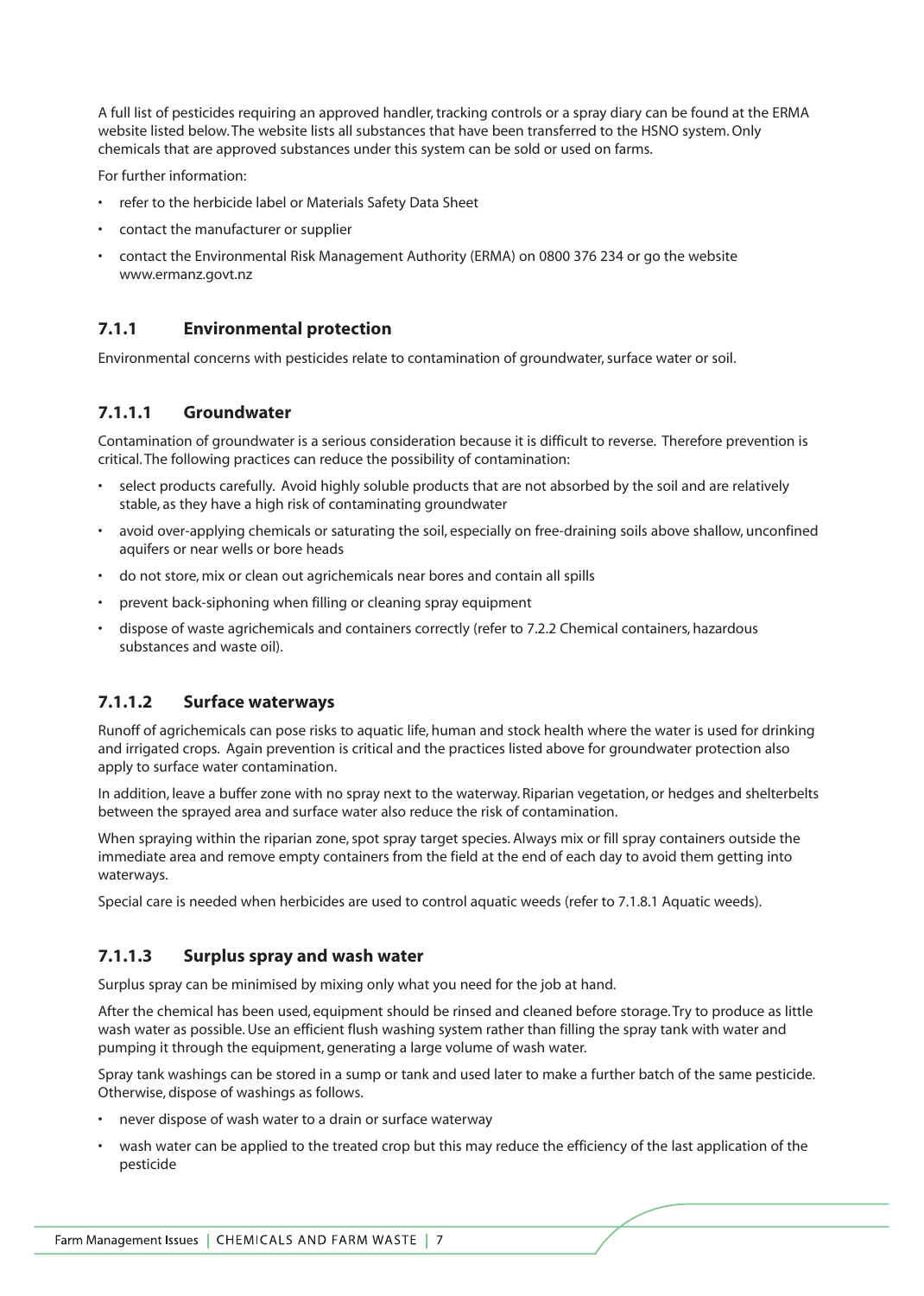A full list of pesticides requiring an approved handler, tracking controls or a spray diary can be found at the ERMA website listed below. The website lists all substances that have been transferred to the HSNO system. Only chemicals that are approved substances under this system can be sold or used on farms.

For further information:

- refer to the herbicide label or Materials Safety Data Sheet
- contact the manufacturer or supplier
- contact the Environmental Risk Management Authority (ERMA) on 0800 376 234 or go the website www.ermanz.govt.nz

### 7.1.1 Environmental protection

Environmental concerns with pesticides relate to contamination of groundwater, surface water or soil.

#### 7.1.1.1 Groundwater

Contamination of groundwater is a serious consideration because it is difficult to reverse. Therefore prevention is critical. The following practices can reduce the possibility of contamination:

- select products carefully. Avoid highly soluble products that are not absorbed by the soil and are relatively stable, as they have a high risk of contaminating groundwater
- avoid over-applying chemicals or saturating the soil, especially on free-draining soils above shallow, unconfined aquifers or near wells or bore heads
- do not store, mix or clean out agrichemicals near bores and contain all spills
- prevent back-siphoning when filling or cleaning spray equipment
- dispose of waste agrichemicals and containers correctly (refer to 7.2.2 Chemical containers, hazardous substances and waste oil).

#### 7.1.1.2 Surface waterways

Runoff of agrichemicals can pose risks to aquatic life, human and stock health where the water is used for drinking and irrigated crops. Again prevention is critical and the practices listed above for groundwater protection also apply to surface water contamination.

In addition, leave a buffer zone with no spray next to the waterway. Riparian vegetation, or hedges and shelterbelts between the sprayed area and surface water also reduce the risk of contamination.

When spraying within the riparian zone, spot spray target species. Always mix or fill spray containers outside the immediate area and remove empty containers from the field at the end of each day to avoid them getting into waterways.

Special care is needed when herbicides are used to control aquatic weeds (refer to 7.1.8.1 Aquatic weeds).

#### 7.1.1.3 Surplus spray and wash water

Surplus spray can be minimised by mixing only what you need for the job at hand.

After the chemical has been used, equipment should be rinsed and cleaned before storage. Try to produce as little wash water as possible. Use an efficient flush washing system rather than filling the spray tank with water and pumping it through the equipment, generating a large volume of wash water.

Spray tank washings can be stored in a sump or tank and used later to make a further batch of the same pesticide. Otherwise, dispose of washings as follows.

- never dispose of wash water to a drain or surface waterway
- wash water can be applied to the treated crop but this may reduce the efficiency of the last application of the pesticide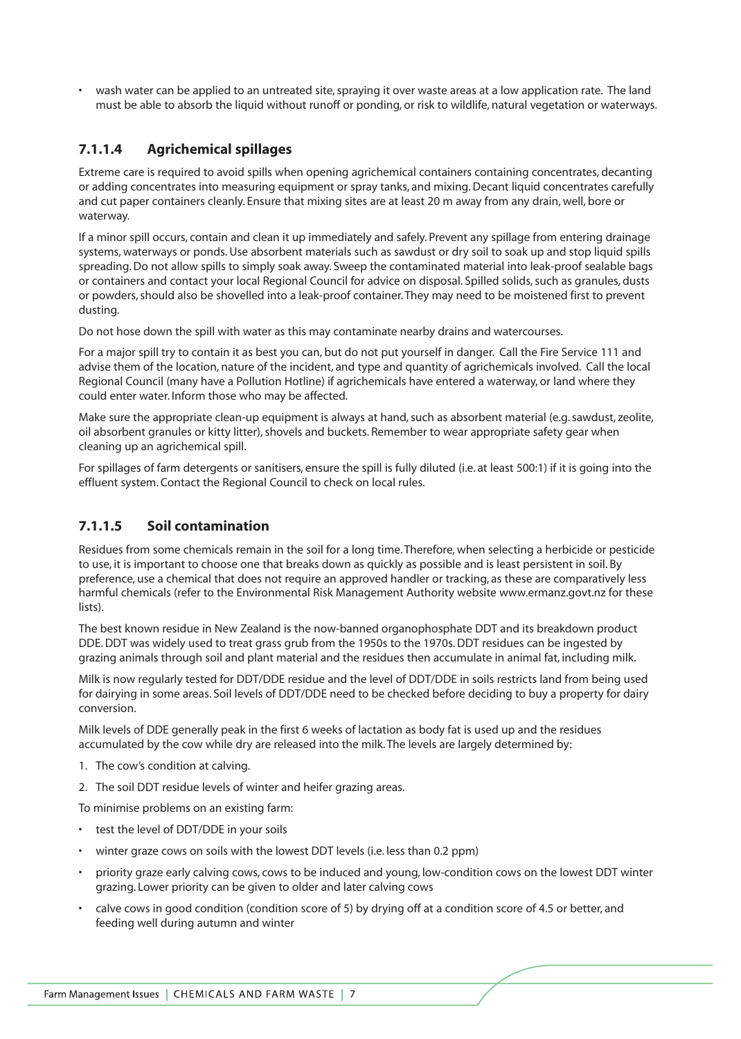- wash water can be applied to an untreated site, spraying it over waste areas at a low application rate. The land must be able to absorb the liquid without runoff or ponding, or risk to wildlife, natural vegetation or waterways.

### 7.1.1.4 Agrichemical spillages

Extreme care is required to avoid spills when opening agrichemical containers containing concentrates, decanting or adding concentrates into measuring equipment or spray tanks, and mixing. Decant liquid concentrates carefully and cut paper containers cleanly. Ensure that mixing sites are at least 20 m away from any drain, well, bore or waterway.

If a minor spill occurs, contain and clean it up immediately and safely. Prevent any spillage from entering drainage systems, waterways or ponds. Use absorbent materials such as sawdust or dry soil to soak up and stop liquid spills spreading. Do not allow spills to simply soak away. Sweep the contaminated material into leak-proof sealable bags or containers and contact your local Regional Council for advice on disposal. Spilled solids, such as granules, dusts or powders, should also be shovelled into a leak-proof container. They may need to be moistened first to prevent dusting.

Do not hose down the spill with water as this may contaminate nearby drains and watercourses.

For a major spill try to contain it as best you can, but do not put yourself in danger. Call the Fire Service 111 and advise them of the location, nature of the incident, and type and quantity of agrichemicals involved. Call the local Regional Council (many have a Pollution Hotline) if agrichemicals have entered a waterway, or land where they could enter water. Inform those who may be affected.

Make sure the appropriate clean-up equipment is always at hand, such as absorbent material (e.g. sawdust, zeolite, oil absorbent granules or kitty litter), shovels and buckets. Remember to wear appropriate safety gear when cleaning up an agrichemical spill.

For spillages of farm detergents or sanitisers, ensure the spill is fully diluted (i.e. at least 500:1) if it is going into the effluent system. Contact the Regional Council to check on local rules.

### 7.1.1.5 Soil contamination

Residues from some chemicals remain in the soil for a long time. Therefore, when selecting a herbicide or pesticide to use, it is important to choose one that breaks down as quickly as possible and is least persistent in soil. By preference, use a chemical that does not require an approved handler or tracking, as these are comparatively less harmful chemicals (refer to the Environmental Risk Management Authority website www.ermanz.govt.nz for these lists).

The best known residue in New Zealand is the now-banned organophosphate DDT and its breakdown product DDE. DDT was widely used to treat grass grub from the 1950s to the 1970s. DDT residues can be ingested by grazing animals through soil and plant material and the residues then accumulate in animal fat, including milk.

Milk is now regularly tested for DDT/DDE residue and the level of DDT/DDE in soils restricts land from being used for dairying in some areas. Soil levels of DDT/DDE need to be checked before deciding to buy a property for dairy conversion.

Milk levels of DDE generally peak in the first 6 weeks of lactation as body fat is used up and the residues accumulated by the cow while dry are released into the milk. The levels are largely determined by:

1. The cow's condition at calving.
2. The soil DDT residue levels of winter and heifer grazing areas.

To minimise problems on an existing farm:

- test the level of DDT/DDE in your soils
- winter graze cows on soils with the lowest DDT levels (i.e. less than 0.2 ppm)
- priority graze early calving cows, cows to be induced and young, low-condition cows on the lowest DDT winter grazing. Lower priority can be given to older and later calving cows
- calve cows in good condition (condition score of 5) by drying off at a condition score of 4.5 or better, and feeding well during autumn and winter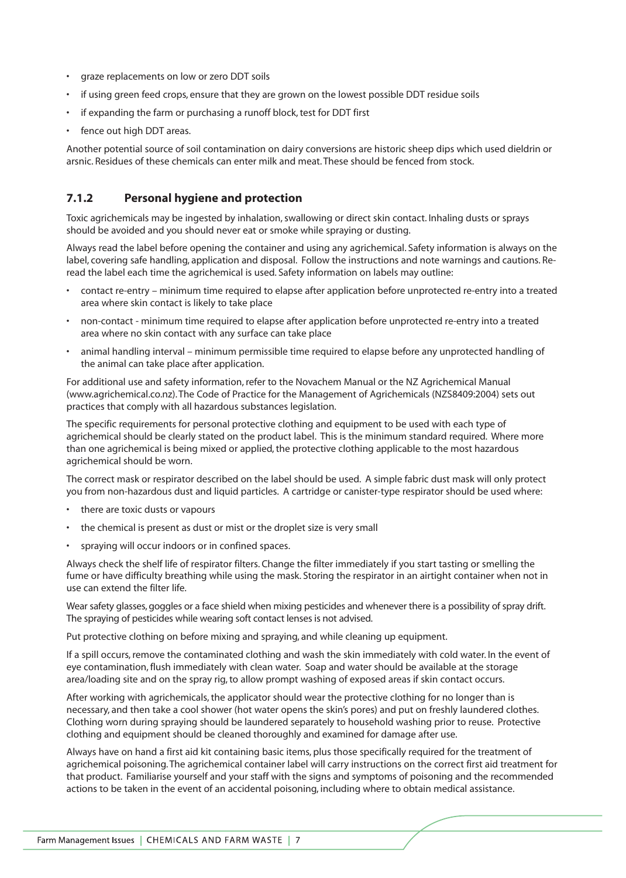- graze replacements on low or zero DDT soils
- if using green feed crops, ensure that they are grown on the lowest possible DDT residue soils
- if expanding the farm or purchasing a runoff block, test for DDT first
- fence out high DDT areas.

Another potential source of soil contamination on dairy conversions are historic sheep dips which used dieldrin or arsnic. Residues of these chemicals can enter milk and meat. These should be fenced from stock.

### 7.1.2 Personal hygiene and protection

Toxic agrichemicals may be ingested by inhalation, swallowing or direct skin contact. Inhaling dusts or sprays should be avoided and you should never eat or smoke while spraying or dusting.

Always read the label before opening the container and using any agrichemical. Safety information is always on the label, covering safe handling, application and disposal. Follow the instructions and note warnings and cautions. Re-read the label each time the agrichemical is used. Safety information on labels may outline:

- contact re-entry – minimum time required to elapse after application before unprotected re-entry into a treated area where skin contact is likely to take place
- non-contact - minimum time required to elapse after application before unprotected re-entry into a treated area where no skin contact with any surface can take place
- animal handling interval – minimum permissible time required to elapse before any unprotected handling of the animal can take place after application.

For additional use and safety information, refer to the Novachem Manual or the NZ Agrichemical Manual (www.agrichemical.co.nz). The Code of Practice for the Management of Agrichemicals (NZS8409:2004) sets out practices that comply with all hazardous substances legislation.

The specific requirements for personal protective clothing and equipment to be used with each type of agrichemical should be clearly stated on the product label. This is the minimum standard required. Where more than one agrichemical is being mixed or applied, the protective clothing applicable to the most hazardous agrichemical should be worn.

The correct mask or respirator described on the label should be used. A simple fabric dust mask will only protect you from non-hazardous dust and liquid particles. A cartridge or canister-type respirator should be used where:

- there are toxic dusts or vapours
- the chemical is present as dust or mist or the droplet size is very small
- spraying will occur indoors or in confined spaces.

Always check the shelf life of respirator filters. Change the filter immediately if you start tasting or smelling the fume or have difficulty breathing while using the mask. Storing the respirator in an airtight container when not in use can extend the filter life.

Wear safety glasses, goggles or a face shield when mixing pesticides and whenever there is a possibility of spray drift. The spraying of pesticides while wearing soft contact lenses is not advised.

Put protective clothing on before mixing and spraying, and while cleaning up equipment.

If a spill occurs, remove the contaminated clothing and wash the skin immediately with cold water. In the event of eye contamination, flush immediately with clean water. Soap and water should be available at the storage area/loading site and on the spray rig, to allow prompt washing of exposed areas if skin contact occurs.

After working with agrichemicals, the applicator should wear the protective clothing for no longer than is necessary, and then take a cool shower (hot water opens the skin's pores) and put on freshly laundered clothes. Clothing worn during spraying should be laundered separately to household washing prior to reuse. Protective clothing and equipment should be cleaned thoroughly and examined for damage after use.

Always have on hand a first aid kit containing basic items, plus those specifically required for the treatment of agrichemical poisoning. The agrichemical container label will carry instructions on the correct first aid treatment for that product. Familiarise yourself and your staff with the signs and symptoms of poisoning and the recommended actions to be taken in the event of an accidental poisoning, including where to obtain medical assistance.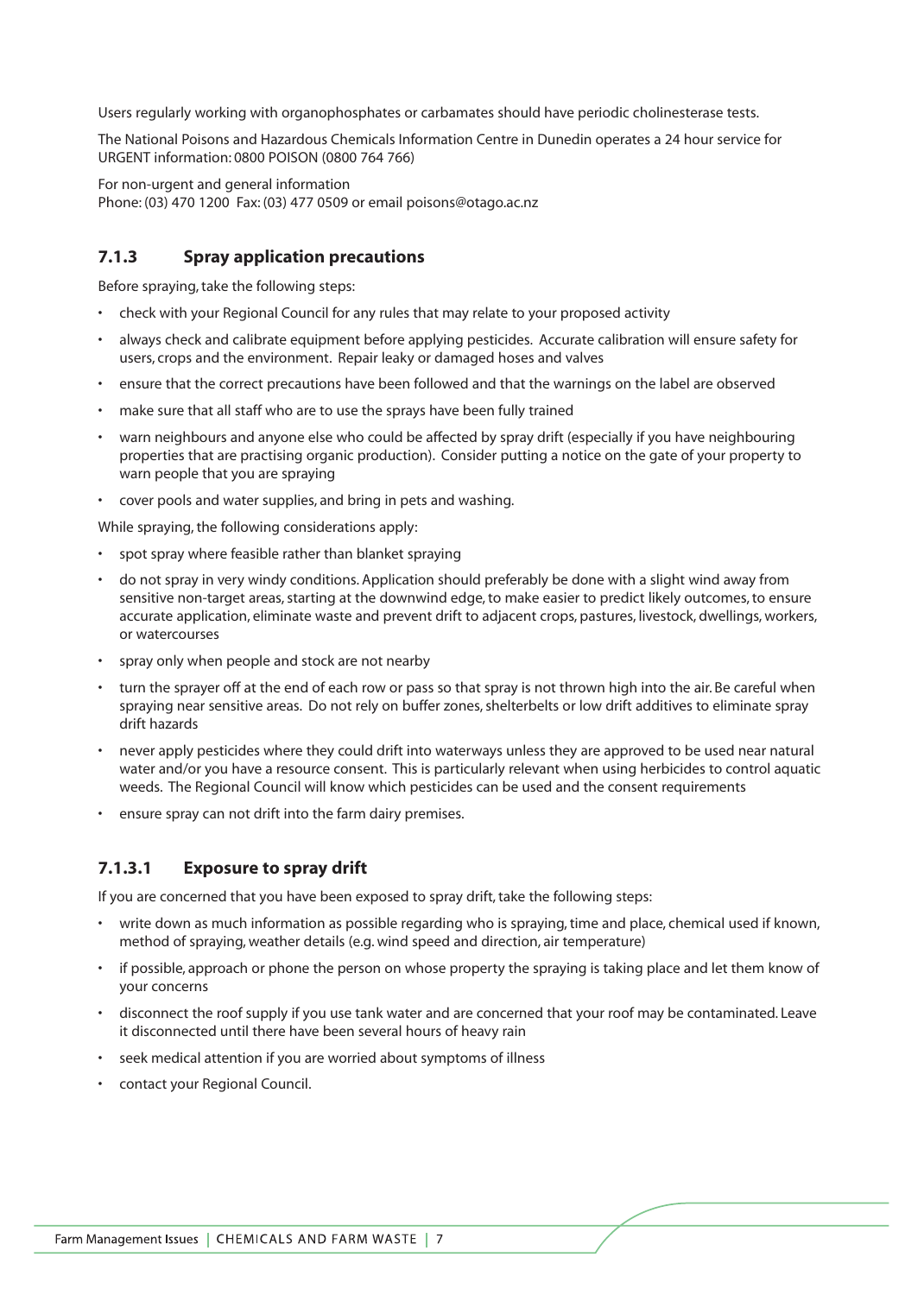Users regularly working with organophosphates or carbamates should have periodic cholinesterase tests.

The National Poisons and Hazardous Chemicals Information Centre in Dunedin operates a 24 hour service for URGENT information: 0800 POISON (0800 764 766)

For non-urgent and general information
Phone: (03) 470 1200 Fax: (03) 477 0509 or email poisons@otago.ac.nz

### 7.1.3 Spray application precautions

Before spraying, take the following steps:

- check with your Regional Council for any rules that may relate to your proposed activity
- always check and calibrate equipment before applying pesticides. Accurate calibration will ensure safety for users, crops and the environment. Repair leaky or damaged hoses and valves
- ensure that the correct precautions have been followed and that the warnings on the label are observed
- make sure that all staff who are to use the sprays have been fully trained
- warn neighbours and anyone else who could be affected by spray drift (especially if you have neighbouring properties that are practising organic production). Consider putting a notice on the gate of your property to warn people that you are spraying
- cover pools and water supplies, and bring in pets and washing.

While spraying, the following considerations apply:

- spot spray where feasible rather than blanket spraying
- do not spray in very windy conditions. Application should preferably be done with a slight wind away from sensitive non-target areas, starting at the downwind edge, to make easier to predict likely outcomes, to ensure accurate application, eliminate waste and prevent drift to adjacent crops, pastures, livestock, dwellings, workers, or watercourses
- spray only when people and stock are not nearby
- turn the sprayer off at the end of each row or pass so that spray is not thrown high into the air. Be careful when spraying near sensitive areas. Do not rely on buffer zones, shelterbelts or low drift additives to eliminate spray drift hazards
- never apply pesticides where they could drift into waterways unless they are approved to be used near natural water and/or you have a resource consent. This is particularly relevant when using herbicides to control aquatic weeds. The Regional Council will know which pesticides can be used and the consent requirements
- ensure spray can not drift into the farm dairy premises.

#### 7.1.3.1 Exposure to spray drift

If you are concerned that you have been exposed to spray drift, take the following steps:

- write down as much information as possible regarding who is spraying, time and place, chemical used if known, method of spraying, weather details (e.g. wind speed and direction, air temperature)
- if possible, approach or phone the person on whose property the spraying is taking place and let them know of your concerns
- disconnect the roof supply if you use tank water and are concerned that your roof may be contaminated. Leave it disconnected until there have been several hours of heavy rain
- seek medical attention if you are worried about symptoms of illness
- contact your Regional Council.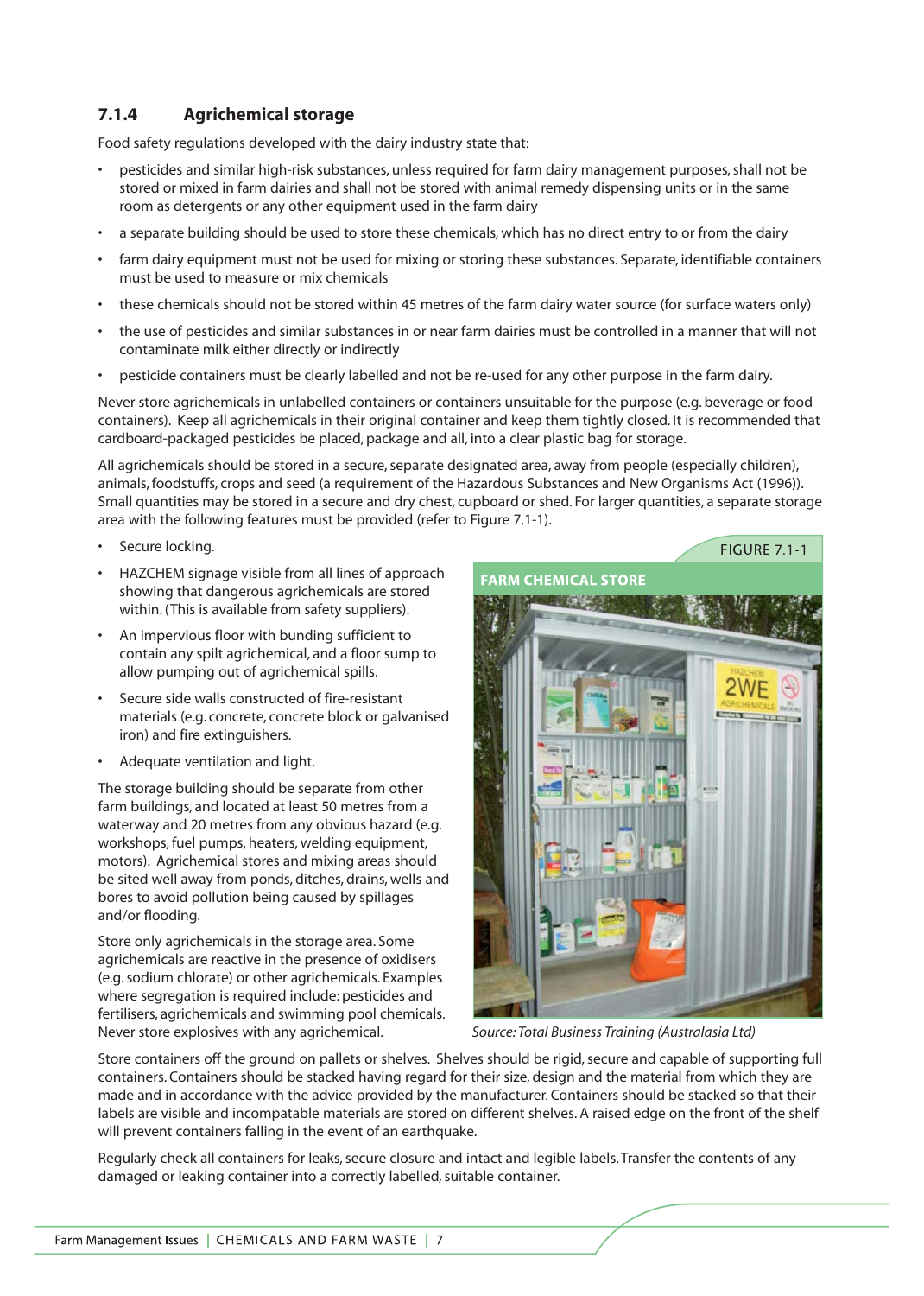### 7.1.4 Agrichemical storage

Food safety regulations developed with the dairy industry state that:

- pesticides and similar high-risk substances, unless required for farm dairy management purposes, shall not be stored or mixed in farm dairies and shall not be stored with animal remedy dispensing units or in the same room as detergents or any other equipment used in the farm dairy
- a separate building should be used to store these chemicals, which has no direct entry to or from the dairy
- farm dairy equipment must not be used for mixing or storing these substances. Separate, identifiable containers must be used to measure or mix chemicals
- these chemicals should not be stored within 45 metres of the farm dairy water source (for surface waters only)
- the use of pesticides and similar substances in or near farm dairies must be controlled in a manner that will not contaminate milk either directly or indirectly
- pesticide containers must be clearly labelled and not be re-used for any other purpose in the farm dairy.

Never store agrichemicals in unlabelled containers or containers unsuitable for the purpose (e.g. beverage or food containers). Keep all agrichemicals in their original container and keep them tightly closed. It is recommended that cardboard-packaged pesticides be placed, package and all, into a clear plastic bag for storage.

All agrichemicals should be stored in a secure, separate designated area, away from people (especially children), animals, foodstuffs, crops and seed (a requirement of the Hazardous Substances and New Organisms Act (1996)). Small quantities may be stored in a secure and dry chest, cupboard or shed. For larger quantities, a separate storage area with the following features must be provided (refer to Figure 7.1-1).

- Secure locking.
- HAZCHEM signage visible from all lines of approach showing that dangerous agrichemicals are stored within. (This is available from safety suppliers).
- An impervious floor with bunding sufficient to contain any spilt agrichemical, and a floor sump to allow pumping out of agrichemical spills.
- Secure side walls constructed of fire-resistant materials (e.g. concrete, concrete block or galvanised iron) and fire extinguishers.
- Adequate ventilation and light.

The storage building should be separate from other farm buildings, and located at least 50 metres from a waterway and 20 metres from any obvious hazard (e.g. workshops, fuel pumps, heaters, welding equipment, motors). Agrichemical stores and mixing areas should be sited well away from ponds, ditches, drains, wells and bores to avoid pollution being caused by spillages and/or flooding.

Store only agrichemicals in the storage area. Some agrichemicals are reactive in the presence of oxidisers (e.g. sodium chlorate) or other agrichemicals. Examples where segregation is required include: pesticides and fertilisers, agrichemicals and swimming pool chemicals. Never store explosives with any agrichemical.

FIGURE 7.1-1

**FARM CHEMICAL STORE**

*Source: Total Business Training (Australasia Ltd)*

Store containers off the ground on pallets or shelves. Shelves should be rigid, secure and capable of supporting full containers. Containers should be stacked having regard for their size, design and the material from which they are made and in accordance with the advice provided by the manufacturer. Containers should be stacked so that their labels are visible and incompatable materials are stored on different shelves. A raised edge on the front of the shelf will prevent containers falling in the event of an earthquake.

Regularly check all containers for leaks, secure closure and intact and legible labels. Transfer the contents of any damaged or leaking container into a correctly labelled, suitable container.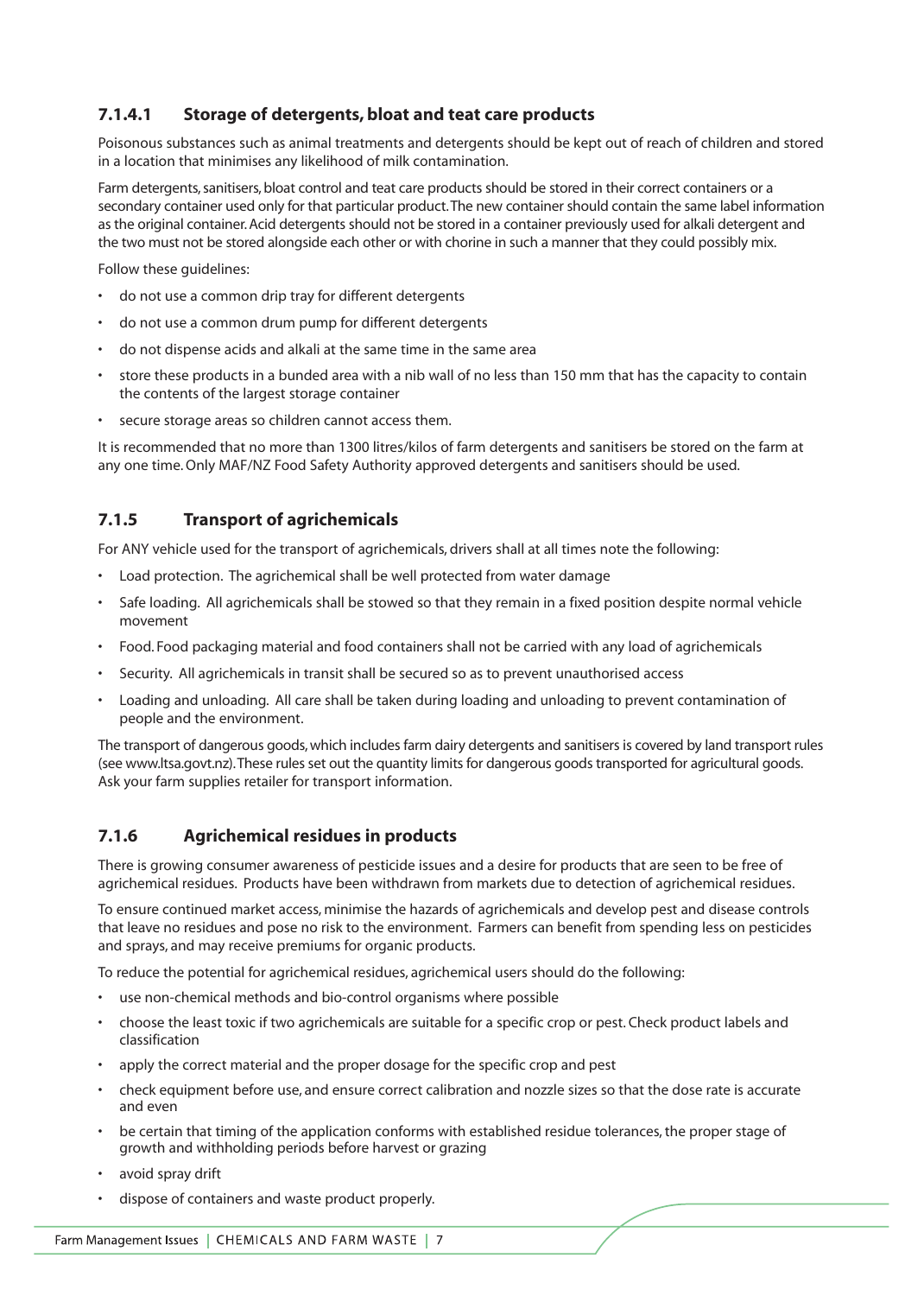### 7.1.4.1 Storage of detergents, bloat and teat care products

Poisonous substances such as animal treatments and detergents should be kept out of reach of children and stored in a location that minimises any likelihood of milk contamination.

Farm detergents, sanitisers, bloat control and teat care products should be stored in their correct containers or a secondary container used only for that particular product. The new container should contain the same label information as the original container. Acid detergents should not be stored in a container previously used for alkali detergent and the two must not be stored alongside each other or with chorine in such a manner that they could possibly mix.

Follow these guidelines:

- do not use a common drip tray for different detergents
- do not use a common drum pump for different detergents
- do not dispense acids and alkali at the same time in the same area
- store these products in a bunded area with a nib wall of no less than 150 mm that has the capacity to contain the contents of the largest storage container
- secure storage areas so children cannot access them.

It is recommended that no more than 1300 litres/kilos of farm detergents and sanitisers be stored on the farm at any one time. Only MAF/NZ Food Safety Authority approved detergents and sanitisers should be used.

## 7.1.5 Transport of agrichemicals

For ANY vehicle used for the transport of agrichemicals, drivers shall at all times note the following:

- Load protection. The agrichemical shall be well protected from water damage
- Safe loading. All agrichemicals shall be stowed so that they remain in a fixed position despite normal vehicle movement
- Food. Food packaging material and food containers shall not be carried with any load of agrichemicals
- Security. All agrichemicals in transit shall be secured so as to prevent unauthorised access
- Loading and unloading. All care shall be taken during loading and unloading to prevent contamination of people and the environment.

The transport of dangerous goods, which includes farm dairy detergents and sanitisers is covered by land transport rules (see www.ltsa.govt.nz). These rules set out the quantity limits for dangerous goods transported for agricultural goods. Ask your farm supplies retailer for transport information.

## 7.1.6 Agrichemical residues in products

There is growing consumer awareness of pesticide issues and a desire for products that are seen to be free of agrichemical residues. Products have been withdrawn from markets due to detection of agrichemical residues.

To ensure continued market access, minimise the hazards of agrichemicals and develop pest and disease controls that leave no residues and pose no risk to the environment. Farmers can benefit from spending less on pesticides and sprays, and may receive premiums for organic products.

To reduce the potential for agrichemical residues, agrichemical users should do the following:

- use non-chemical methods and bio-control organisms where possible
- choose the least toxic if two agrichemicals are suitable for a specific crop or pest. Check product labels and classification
- apply the correct material and the proper dosage for the specific crop and pest
- check equipment before use, and ensure correct calibration and nozzle sizes so that the dose rate is accurate and even
- be certain that timing of the application conforms with established residue tolerances, the proper stage of growth and withholding periods before harvest or grazing
- avoid spray drift
- dispose of containers and waste product properly.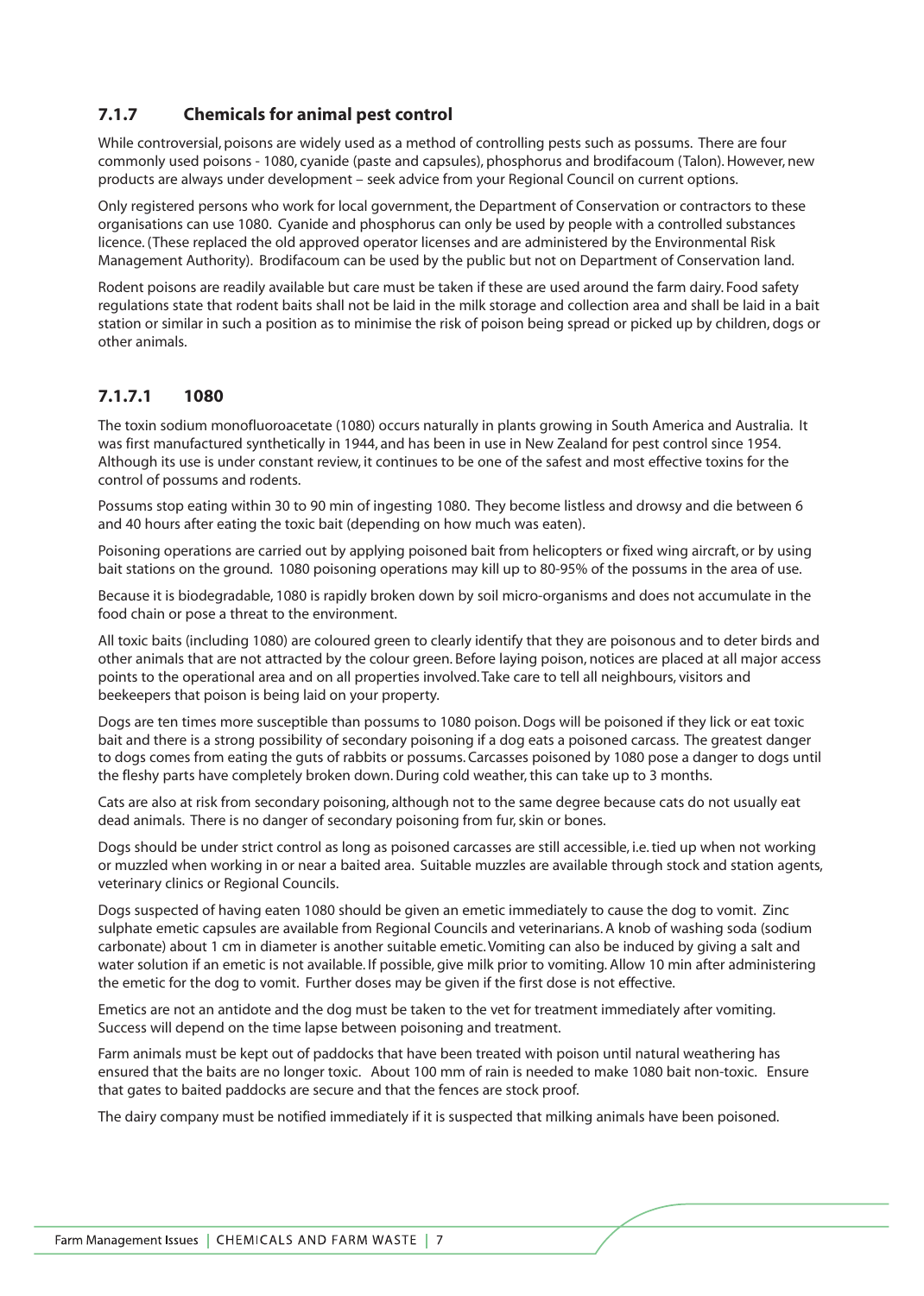### 7.1.7 Chemicals for animal pest control

While controversial, poisons are widely used as a method of controlling pests such as possums. There are four commonly used poisons - 1080, cyanide (paste and capsules), phosphorus and brodifacoum (Talon). However, new products are always under development – seek advice from your Regional Council on current options.

Only registered persons who work for local government, the Department of Conservation or contractors to these organisations can use 1080. Cyanide and phosphorus can only be used by people with a controlled substances licence. (These replaced the old approved operator licenses and are administered by the Environmental Risk Management Authority). Brodifacoum can be used by the public but not on Department of Conservation land.

Rodent poisons are readily available but care must be taken if these are used around the farm dairy. Food safety regulations state that rodent baits shall not be laid in the milk storage and collection area and shall be laid in a bait station or similar in such a position as to minimise the risk of poison being spread or picked up by children, dogs or other animals.

#### 7.1.7.1 1080

The toxin sodium monofluoroacetate (1080) occurs naturally in plants growing in South America and Australia. It was first manufactured synthetically in 1944, and has been in use in New Zealand for pest control since 1954. Although its use is under constant review, it continues to be one of the safest and most effective toxins for the control of possums and rodents.

Possums stop eating within 30 to 90 min of ingesting 1080. They become listless and drowsy and die between 6 and 40 hours after eating the toxic bait (depending on how much was eaten).

Poisoning operations are carried out by applying poisoned bait from helicopters or fixed wing aircraft, or by using bait stations on the ground. 1080 poisoning operations may kill up to 80-95% of the possums in the area of use.

Because it is biodegradable, 1080 is rapidly broken down by soil micro-organisms and does not accumulate in the food chain or pose a threat to the environment.

All toxic baits (including 1080) are coloured green to clearly identify that they are poisonous and to deter birds and other animals that are not attracted by the colour green. Before laying poison, notices are placed at all major access points to the operational area and on all properties involved. Take care to tell all neighbours, visitors and beekeepers that poison is being laid on your property.

Dogs are ten times more susceptible than possums to 1080 poison. Dogs will be poisoned if they lick or eat toxic bait and there is a strong possibility of secondary poisoning if a dog eats a poisoned carcass. The greatest danger to dogs comes from eating the guts of rabbits or possums. Carcasses poisoned by 1080 pose a danger to dogs until the fleshy parts have completely broken down. During cold weather, this can take up to 3 months.

Cats are also at risk from secondary poisoning, although not to the same degree because cats do not usually eat dead animals. There is no danger of secondary poisoning from fur, skin or bones.

Dogs should be under strict control as long as poisoned carcasses are still accessible, i.e. tied up when not working or muzzled when working in or near a baited area. Suitable muzzles are available through stock and station agents, veterinary clinics or Regional Councils.

Dogs suspected of having eaten 1080 should be given an emetic immediately to cause the dog to vomit. Zinc sulphate emetic capsules are available from Regional Councils and veterinarians. A knob of washing soda (sodium carbonate) about 1 cm in diameter is another suitable emetic. Vomiting can also be induced by giving a salt and water solution if an emetic is not available. If possible, give milk prior to vomiting. Allow 10 min after administering the emetic for the dog to vomit. Further doses may be given if the first dose is not effective.

Emetics are not an antidote and the dog must be taken to the vet for treatment immediately after vomiting. Success will depend on the time lapse between poisoning and treatment.

Farm animals must be kept out of paddocks that have been treated with poison until natural weathering has ensured that the baits are no longer toxic. About 100 mm of rain is needed to make 1080 bait non-toxic. Ensure that gates to baited paddocks are secure and that the fences are stock proof.

The dairy company must be notified immediately if it is suspected that milking animals have been poisoned.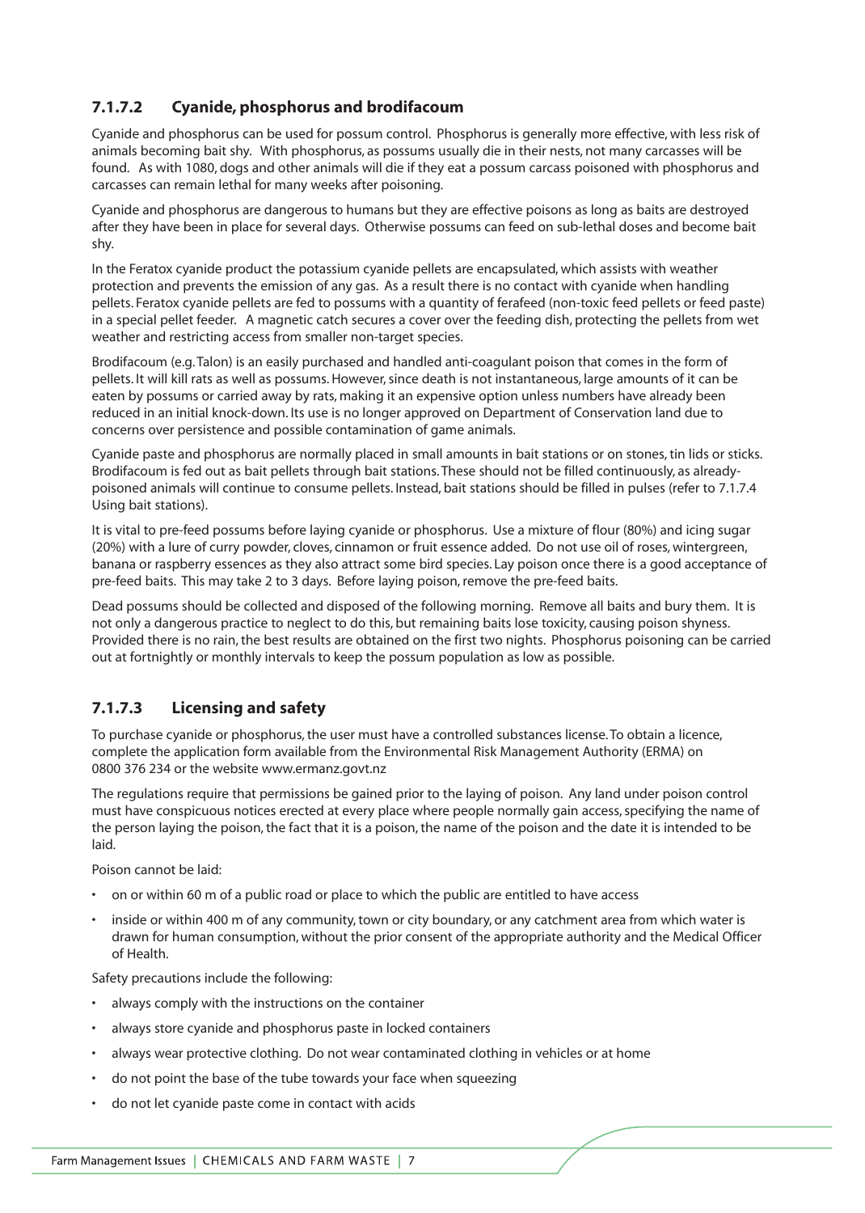### 7.1.7.2 Cyanide, phosphorus and brodifacoum

Cyanide and phosphorus can be used for possum control. Phosphorus is generally more effective, with less risk of animals becoming bait shy. With phosphorus, as possums usually die in their nests, not many carcasses will be found. As with 1080, dogs and other animals will die if they eat a possum carcass poisoned with phosphorus and carcasses can remain lethal for many weeks after poisoning.

Cyanide and phosphorus are dangerous to humans but they are effective poisons as long as baits are destroyed after they have been in place for several days. Otherwise possums can feed on sub-lethal doses and become bait shy.

In the Feratox cyanide product the potassium cyanide pellets are encapsulated, which assists with weather protection and prevents the emission of any gas. As a result there is no contact with cyanide when handling pellets. Feratox cyanide pellets are fed to possums with a quantity of ferafeed (non-toxic feed pellets or feed paste) in a special pellet feeder. A magnetic catch secures a cover over the feeding dish, protecting the pellets from wet weather and restricting access from smaller non-target species.

Brodifacoum (e.g. Talon) is an easily purchased and handled anti-coagulant poison that comes in the form of pellets. It will kill rats as well as possums. However, since death is not instantaneous, large amounts of it can be eaten by possums or carried away by rats, making it an expensive option unless numbers have already been reduced in an initial knock-down. Its use is no longer approved on Department of Conservation land due to concerns over persistence and possible contamination of game animals.

Cyanide paste and phosphorus are normally placed in small amounts in bait stations or on stones, tin lids or sticks. Brodifacoum is fed out as bait pellets through bait stations. These should not be filled continuously, as already-poisoned animals will continue to consume pellets. Instead, bait stations should be filled in pulses (refer to 7.1.7.4 Using bait stations).

It is vital to pre-feed possums before laying cyanide or phosphorus. Use a mixture of flour (80%) and icing sugar (20%) with a lure of curry powder, cloves, cinnamon or fruit essence added. Do not use oil of roses, wintergreen, banana or raspberry essences as they also attract some bird species. Lay poison once there is a good acceptance of pre-feed baits. This may take 2 to 3 days. Before laying poison, remove the pre-feed baits.

Dead possums should be collected and disposed of the following morning. Remove all baits and bury them. It is not only a dangerous practice to neglect to do this, but remaining baits lose toxicity, causing poison shyness. Provided there is no rain, the best results are obtained on the first two nights. Phosphorus poisoning can be carried out at fortnightly or monthly intervals to keep the possum population as low as possible.

### 7.1.7.3 Licensing and safety

To purchase cyanide or phosphorus, the user must have a controlled substances license. To obtain a licence, complete the application form available from the Environmental Risk Management Authority (ERMA) on 0800 376 234 or the website www.ermanz.govt.nz

The regulations require that permissions be gained prior to the laying of poison. Any land under poison control must have conspicuous notices erected at every place where people normally gain access, specifying the name of the person laying the poison, the fact that it is a poison, the name of the poison and the date it is intended to be laid.

Poison cannot be laid:

- on or within 60 m of a public road or place to which the public are entitled to have access
- inside or within 400 m of any community, town or city boundary, or any catchment area from which water is drawn for human consumption, without the prior consent of the appropriate authority and the Medical Officer of Health.

Safety precautions include the following:

- always comply with the instructions on the container
- always store cyanide and phosphorus paste in locked containers
- always wear protective clothing. Do not wear contaminated clothing in vehicles or at home
- do not point the base of the tube towards your face when squeezing
- do not let cyanide paste come in contact with acids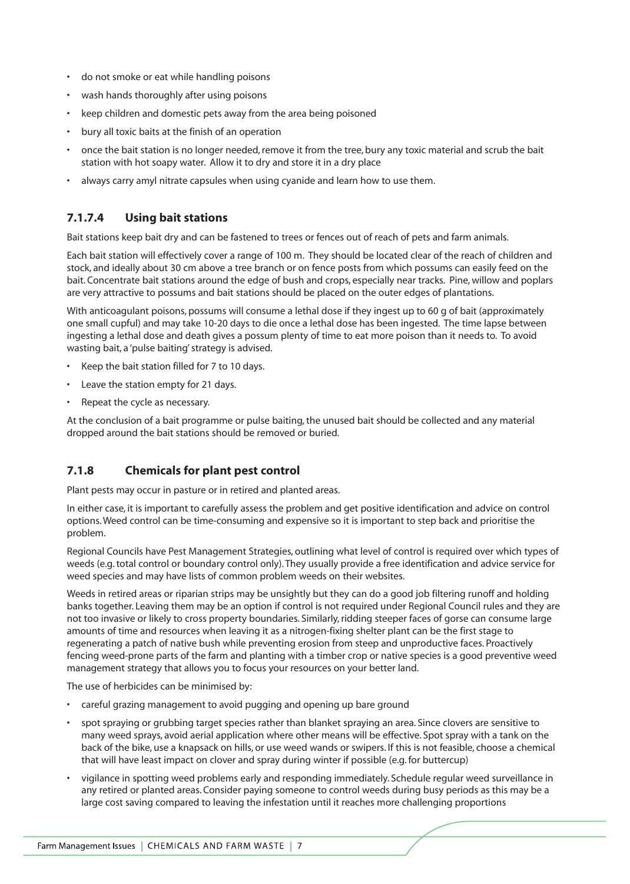- do not smoke or eat while handling poisons
- wash hands thoroughly after using poisons
- keep children and domestic pets away from the area being poisoned
- bury all toxic baits at the finish of an operation
- once the bait station is no longer needed, remove it from the tree, bury any toxic material and scrub the bait station with hot soapy water. Allow it to dry and store it in a dry place
- always carry amyl nitrate capsules when using cyanide and learn how to use them.

### 7.1.7.4 Using bait stations

Bait stations keep bait dry and can be fastened to trees or fences out of reach of pets and farm animals.

Each bait station will effectively cover a range of 100 m. They should be located clear of the reach of children and stock, and ideally about 30 cm above a tree branch or on fence posts from which possums can easily feed on the bait. Concentrate bait stations around the edge of bush and crops, especially near tracks. Pine, willow and poplars are very attractive to possums and bait stations should be placed on the outer edges of plantations.

With anticoagulant poisons, possums will consume a lethal dose if they ingest up to 60 g of bait (approximately one small cupful) and may take 10-20 days to die once a lethal dose has been ingested. The time lapse between ingesting a lethal dose and death gives a possum plenty of time to eat more poison than it needs to. To avoid wasting bait, a 'pulse baiting' strategy is advised.

- Keep the bait station filled for 7 to 10 days.
- Leave the station empty for 21 days.
- Repeat the cycle as necessary.

At the conclusion of a bait programme or pulse baiting, the unused bait should be collected and any material dropped around the bait stations should be removed or buried.

### 7.1.8 Chemicals for plant pest control

Plant pests may occur in pasture or in retired and planted areas.

In either case, it is important to carefully assess the problem and get positive identification and advice on control options. Weed control can be time-consuming and expensive so it is important to step back and prioritise the problem.

Regional Councils have Pest Management Strategies, outlining what level of control is required over which types of weeds (e.g. total control or boundary control only). They usually provide a free identification and advice service for weed species and may have lists of common problem weeds on their websites.

Weeds in retired areas or riparian strips may be unsightly but they can do a good job filtering runoff and holding banks together. Leaving them may be an option if control is not required under Regional Council rules and they are not too invasive or likely to cross property boundaries. Similarly, ridding steeper faces of gorse can consume large amounts of time and resources when leaving it as a nitrogen-fixing shelter plant can be the first stage to regenerating a patch of native bush while preventing erosion from steep and unproductive faces. Proactively fencing weed-prone parts of the farm and planting with a timber crop or native species is a good preventive weed management strategy that allows you to focus your resources on your better land.

The use of herbicides can be minimised by:

- careful grazing management to avoid pugging and opening up bare ground
- spot spraying or grubbing target species rather than blanket spraying an area. Since clovers are sensitive to many weed sprays, avoid aerial application where other means will be effective. Spot spray with a tank on the back of the bike, use a knapsack on hills, or use weed wands or swipers. If this is not feasible, choose a chemical that will have least impact on clover and spray during winter if possible (e.g. for buttercup)
- vigilance in spotting weed problems early and responding immediately. Schedule regular weed surveillance in any retired or planted areas. Consider paying someone to control weeds during busy periods as this may be a large cost saving compared to leaving the infestation until it reaches more challenging proportions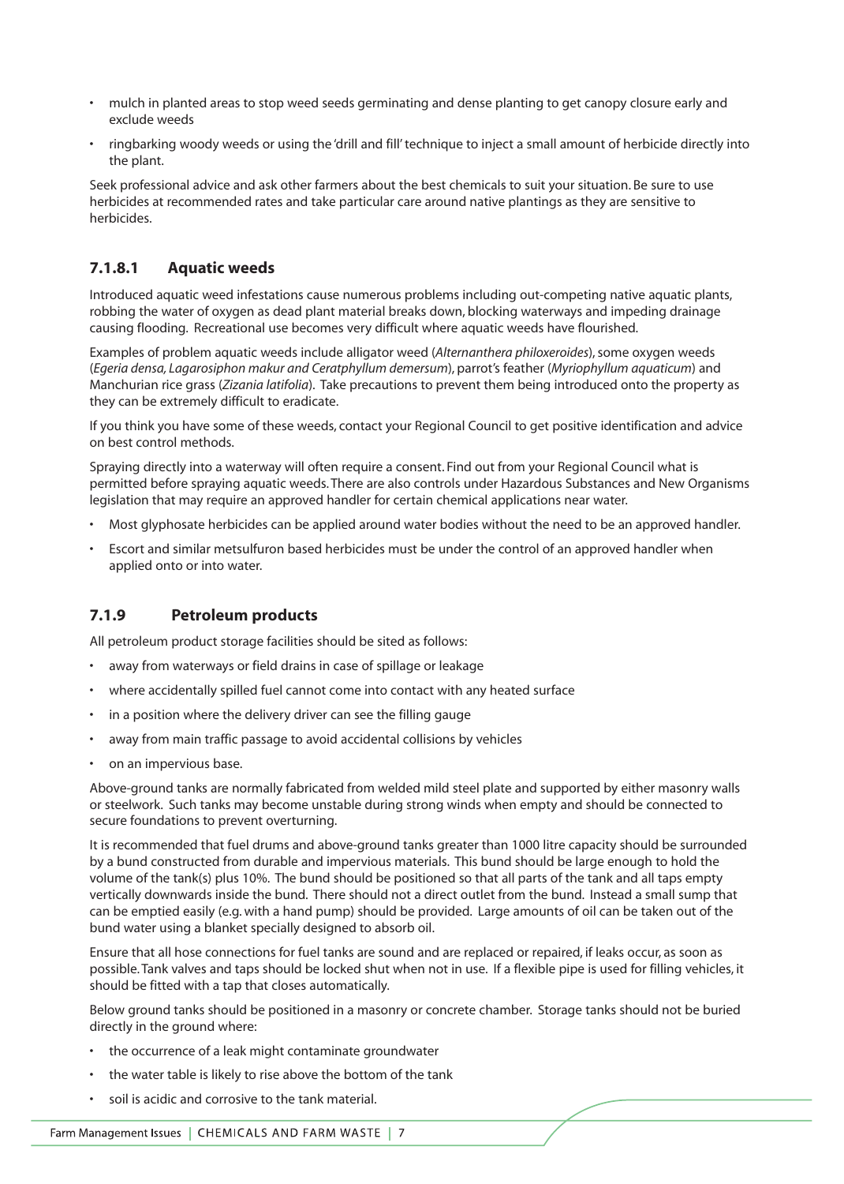- mulch in planted areas to stop weed seeds germinating and dense planting to get canopy closure early and exclude weeds
- ringbarking woody weeds or using the 'drill and fill' technique to inject a small amount of herbicide directly into the plant.

Seek professional advice and ask other farmers about the best chemicals to suit your situation. Be sure to use herbicides at recommended rates and take particular care around native plantings as they are sensitive to herbicides.

#### 7.1.8.1 Aquatic weeds

Introduced aquatic weed infestations cause numerous problems including out-competing native aquatic plants, robbing the water of oxygen as dead plant material breaks down, blocking waterways and impeding drainage causing flooding. Recreational use becomes very difficult where aquatic weeds have flourished.

Examples of problem aquatic weeds include alligator weed (*Alternanthera philoxeroides*), some oxygen weeds (*Egeria densa, Lagarosiphon makur and Ceratphyllum demersum*), parrot's feather (*Myriophyllum aquaticum*) and Manchurian rice grass (*Zizania latifolia*). Take precautions to prevent them being introduced onto the property as they can be extremely difficult to eradicate.

If you think you have some of these weeds, contact your Regional Council to get positive identification and advice on best control methods.

Spraying directly into a waterway will often require a consent. Find out from your Regional Council what is permitted before spraying aquatic weeds. There are also controls under Hazardous Substances and New Organisms legislation that may require an approved handler for certain chemical applications near water.

- Most glyphosate herbicides can be applied around water bodies without the need to be an approved handler.
- Escort and similar metsulfuron based herbicides must be under the control of an approved handler when applied onto or into water.

### 7.1.9 Petroleum products

All petroleum product storage facilities should be sited as follows:

- away from waterways or field drains in case of spillage or leakage
- where accidentally spilled fuel cannot come into contact with any heated surface
- in a position where the delivery driver can see the filling gauge
- away from main traffic passage to avoid accidental collisions by vehicles
- on an impervious base.

Above-ground tanks are normally fabricated from welded mild steel plate and supported by either masonry walls or steelwork. Such tanks may become unstable during strong winds when empty and should be connected to secure foundations to prevent overturning.

It is recommended that fuel drums and above-ground tanks greater than 1000 litre capacity should be surrounded by a bund constructed from durable and impervious materials. This bund should be large enough to hold the volume of the tank(s) plus 10%. The bund should be positioned so that all parts of the tank and all taps empty vertically downwards inside the bund. There should not a direct outlet from the bund. Instead a small sump that can be emptied easily (e.g. with a hand pump) should be provided. Large amounts of oil can be taken out of the bund water using a blanket specially designed to absorb oil.

Ensure that all hose connections for fuel tanks are sound and are replaced or repaired, if leaks occur, as soon as possible. Tank valves and taps should be locked shut when not in use. If a flexible pipe is used for filling vehicles, it should be fitted with a tap that closes automatically.

Below ground tanks should be positioned in a masonry or concrete chamber. Storage tanks should not be buried directly in the ground where:

- the occurrence of a leak might contaminate groundwater
- the water table is likely to rise above the bottom of the tank
- soil is acidic and corrosive to the tank material.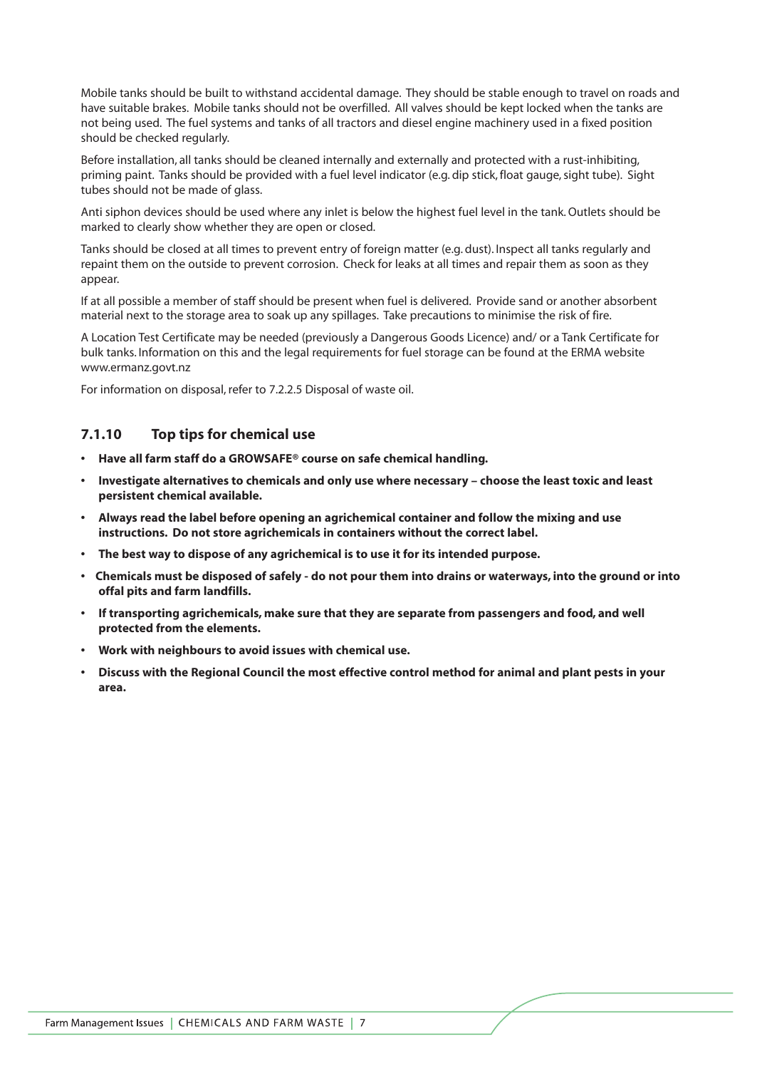Mobile tanks should be built to withstand accidental damage. They should be stable enough to travel on roads and have suitable brakes. Mobile tanks should not be overfilled. All valves should be kept locked when the tanks are not being used. The fuel systems and tanks of all tractors and diesel engine machinery used in a fixed position should be checked regularly.

Before installation, all tanks should be cleaned internally and externally and protected with a rust-inhibiting, priming paint. Tanks should be provided with a fuel level indicator (e.g. dip stick, float gauge, sight tube). Sight tubes should not be made of glass.

Anti siphon devices should be used where any inlet is below the highest fuel level in the tank. Outlets should be marked to clearly show whether they are open or closed.

Tanks should be closed at all times to prevent entry of foreign matter (e.g. dust). Inspect all tanks regularly and repaint them on the outside to prevent corrosion. Check for leaks at all times and repair them as soon as they appear.

If at all possible a member of staff should be present when fuel is delivered. Provide sand or another absorbent material next to the storage area to soak up any spillages. Take precautions to minimise the risk of fire.

A Location Test Certificate may be needed (previously a Dangerous Goods Licence) and/ or a Tank Certificate for bulk tanks. Information on this and the legal requirements for fuel storage can be found at the ERMA website www.ermanz.govt.nz

For information on disposal, refer to 7.2.2.5 Disposal of waste oil.

### 7.1.10 Top tips for chemical use

- **Have all farm staff do a GROWSAFE® course on safe chemical handling.**
- **Investigate alternatives to chemicals and only use where necessary – choose the least toxic and least persistent chemical available.**
- **Always read the label before opening an agrichemical container and follow the mixing and use instructions. Do not store agrichemicals in containers without the correct label.**
- **The best way to dispose of any agrichemical is to use it for its intended purpose.**
- **Chemicals must be disposed of safely - do not pour them into drains or waterways, into the ground or into offal pits and farm landfills.**
- **If transporting agrichemicals, make sure that they are separate from passengers and food, and well protected from the elements.**
- **Work with neighbours to avoid issues with chemical use.**
- **Discuss with the Regional Council the most effective control method for animal and plant pests in your area.**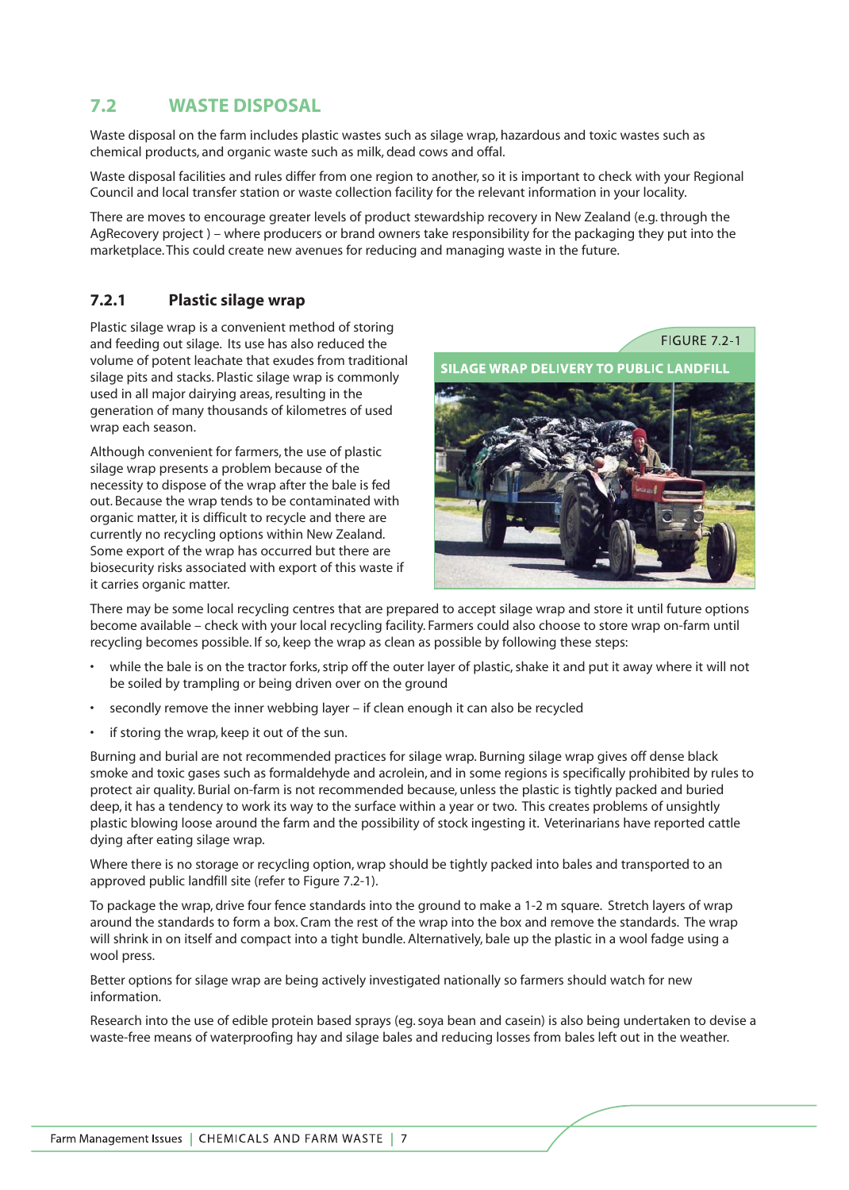## 7.2 WASTE DISPOSAL

Waste disposal on the farm includes plastic wastes such as silage wrap, hazardous and toxic wastes such as chemical products, and organic waste such as milk, dead cows and offal.

Waste disposal facilities and rules differ from one region to another, so it is important to check with your Regional Council and local transfer station or waste collection facility for the relevant information in your locality.

There are moves to encourage greater levels of product stewardship recovery in New Zealand (e.g. through the AgRecovery project ) – where producers or brand owners take responsibility for the packaging they put into the marketplace. This could create new avenues for reducing and managing waste in the future.

### 7.2.1 Plastic silage wrap

Plastic silage wrap is a convenient method of storing and feeding out silage. Its use has also reduced the volume of potent leachate that exudes from traditional silage pits and stacks. Plastic silage wrap is commonly used in all major dairying areas, resulting in the generation of many thousands of kilometres of used wrap each season.

Although convenient for farmers, the use of plastic silage wrap presents a problem because of the necessity to dispose of the wrap after the bale is fed out. Because the wrap tends to be contaminated with organic matter, it is difficult to recycle and there are currently no recycling options within New Zealand. Some export of the wrap has occurred but there are biosecurity risks associated with export of this waste if it carries organic matter.

FIGURE 7.2-1

SILAGE WRAP DELIVERY TO PUBLIC LANDFILL

There may be some local recycling centres that are prepared to accept silage wrap and store it until future options become available – check with your local recycling facility. Farmers could also choose to store wrap on-farm until recycling becomes possible. If so, keep the wrap as clean as possible by following these steps:

- while the bale is on the tractor forks, strip off the outer layer of plastic, shake it and put it away where it will not be soiled by trampling or being driven over on the ground
- secondly remove the inner webbing layer – if clean enough it can also be recycled
- if storing the wrap, keep it out of the sun.

Burning and burial are not recommended practices for silage wrap. Burning silage wrap gives off dense black smoke and toxic gases such as formaldehyde and acrolein, and in some regions is specifically prohibited by rules to protect air quality. Burial on-farm is not recommended because, unless the plastic is tightly packed and buried deep, it has a tendency to work its way to the surface within a year or two. This creates problems of unsightly plastic blowing loose around the farm and the possibility of stock ingesting it. Veterinarians have reported cattle dying after eating silage wrap.

Where there is no storage or recycling option, wrap should be tightly packed into bales and transported to an approved public landfill site (refer to Figure 7.2-1).

To package the wrap, drive four fence standards into the ground to make a 1-2 m square. Stretch layers of wrap around the standards to form a box. Cram the rest of the wrap into the box and remove the standards. The wrap will shrink in on itself and compact into a tight bundle. Alternatively, bale up the plastic in a wool fadge using a wool press.

Better options for silage wrap are being actively investigated nationally so farmers should watch for new information.

Research into the use of edible protein based sprays (eg. soya bean and casein) is also being undertaken to devise a waste-free means of waterproofing hay and silage bales and reducing losses from bales left out in the weather.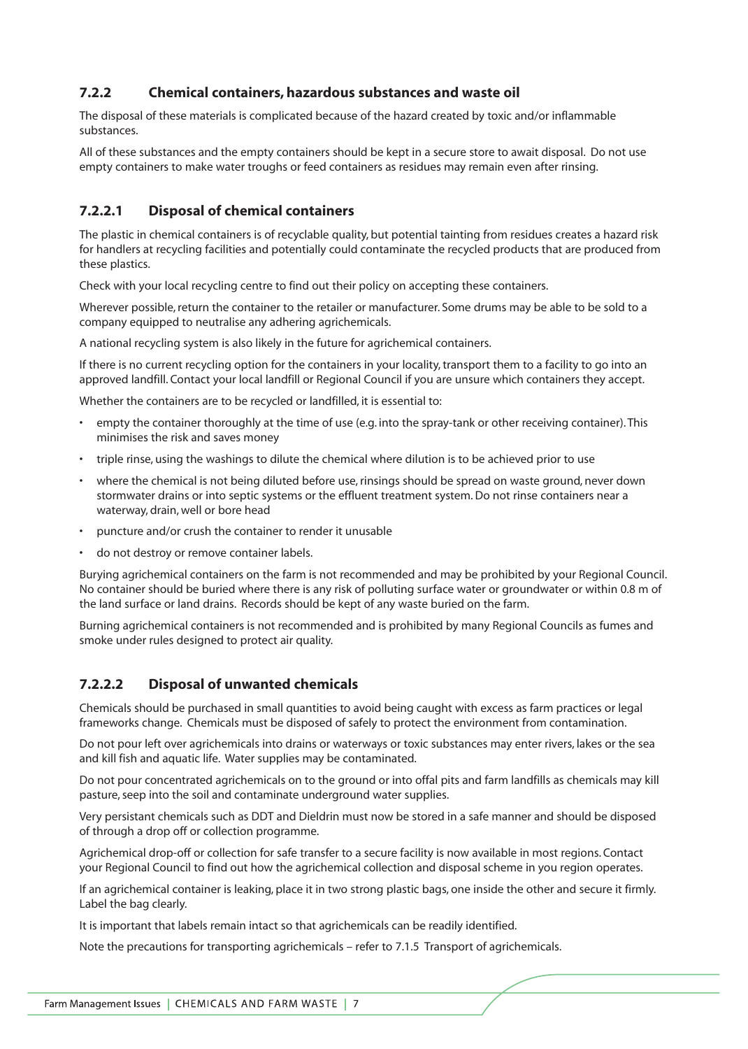### 7.2.2 Chemical containers, hazardous substances and waste oil

The disposal of these materials is complicated because of the hazard created by toxic and/or inflammable substances.

All of these substances and the empty containers should be kept in a secure store to await disposal. Do not use empty containers to make water troughs or feed containers as residues may remain even after rinsing.

### 7.2.2.1 Disposal of chemical containers

The plastic in chemical containers is of recyclable quality, but potential tainting from residues creates a hazard risk for handlers at recycling facilities and potentially could contaminate the recycled products that are produced from these plastics.

Check with your local recycling centre to find out their policy on accepting these containers.

Wherever possible, return the container to the retailer or manufacturer. Some drums may be able to be sold to a company equipped to neutralise any adhering agrichemicals.

A national recycling system is also likely in the future for agrichemical containers.

If there is no current recycling option for the containers in your locality, transport them to a facility to go into an approved landfill. Contact your local landfill or Regional Council if you are unsure which containers they accept.

Whether the containers are to be recycled or landfilled, it is essential to:

- empty the container thoroughly at the time of use (e.g. into the spray-tank or other receiving container). This minimises the risk and saves money
- triple rinse, using the washings to dilute the chemical where dilution is to be achieved prior to use
- where the chemical is not being diluted before use, rinsings should be spread on waste ground, never down stormwater drains or into septic systems or the effluent treatment system. Do not rinse containers near a waterway, drain, well or bore head
- puncture and/or crush the container to render it unusable
- do not destroy or remove container labels.

Burying agrichemical containers on the farm is not recommended and may be prohibited by your Regional Council. No container should be buried where there is any risk of polluting surface water or groundwater or within 0.8 m of the land surface or land drains. Records should be kept of any waste buried on the farm.

Burning agrichemical containers is not recommended and is prohibited by many Regional Councils as fumes and smoke under rules designed to protect air quality.

### 7.2.2.2 Disposal of unwanted chemicals

Chemicals should be purchased in small quantities to avoid being caught with excess as farm practices or legal frameworks change. Chemicals must be disposed of safely to protect the environment from contamination.

Do not pour left over agrichemicals into drains or waterways or toxic substances may enter rivers, lakes or the sea and kill fish and aquatic life. Water supplies may be contaminated.

Do not pour concentrated agrichemicals on to the ground or into offal pits and farm landfills as chemicals may kill pasture, seep into the soil and contaminate underground water supplies.

Very persistant chemicals such as DDT and Dieldrin must now be stored in a safe manner and should be disposed of through a drop off or collection programme.

Agrichemical drop-off or collection for safe transfer to a secure facility is now available in most regions. Contact your Regional Council to find out how the agrichemical collection and disposal scheme in you region operates.

If an agrichemical container is leaking, place it in two strong plastic bags, one inside the other and secure it firmly. Label the bag clearly.

It is important that labels remain intact so that agrichemicals can be readily identified.

Note the precautions for transporting agrichemicals – refer to 7.1.5 Transport of agrichemicals.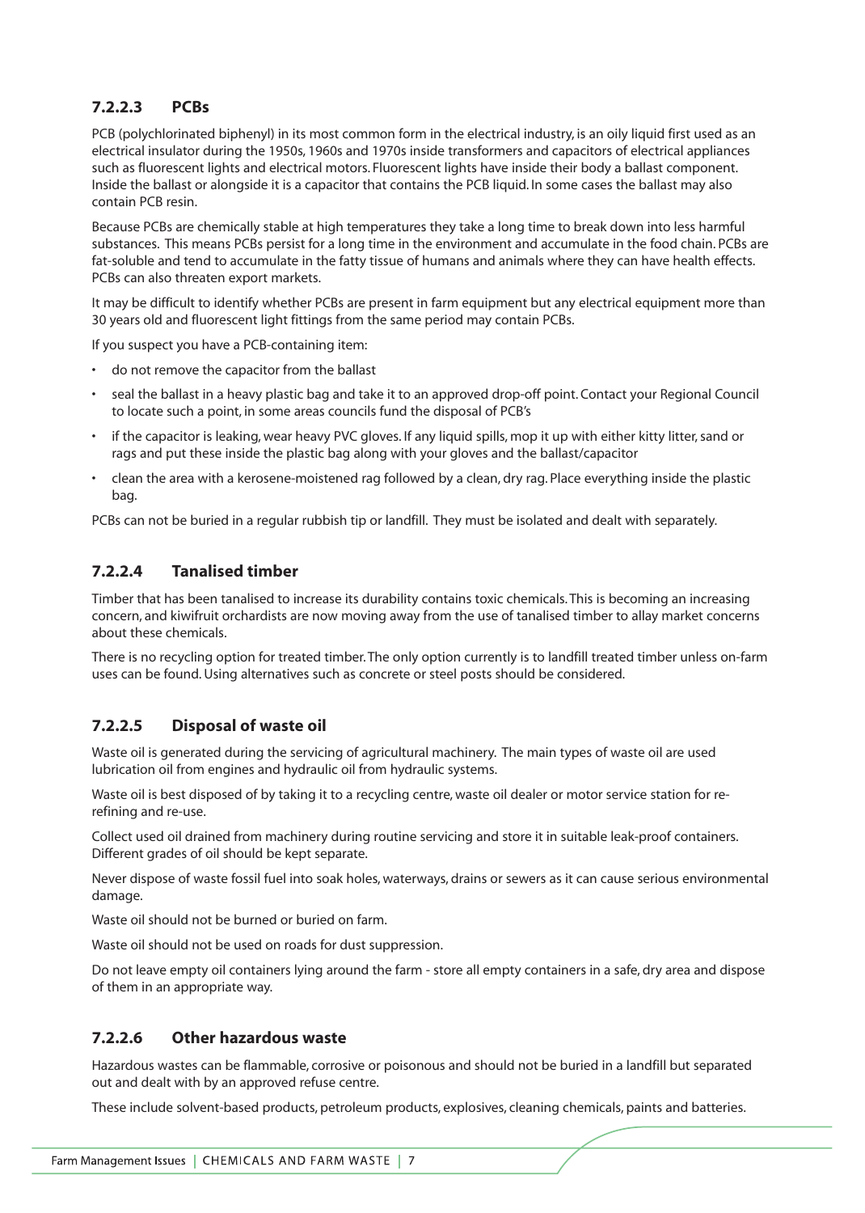### 7.2.2.3 PCBs

PCB (polychlorinated biphenyl) in its most common form in the electrical industry, is an oily liquid first used as an electrical insulator during the 1950s, 1960s and 1970s inside transformers and capacitors of electrical appliances such as fluorescent lights and electrical motors. Fluorescent lights have inside their body a ballast component. Inside the ballast or alongside it is a capacitor that contains the PCB liquid. In some cases the ballast may also contain PCB resin.

Because PCBs are chemically stable at high temperatures they take a long time to break down into less harmful substances. This means PCBs persist for a long time in the environment and accumulate in the food chain. PCBs are fat-soluble and tend to accumulate in the fatty tissue of humans and animals where they can have health effects. PCBs can also threaten export markets.

It may be difficult to identify whether PCBs are present in farm equipment but any electrical equipment more than 30 years old and fluorescent light fittings from the same period may contain PCBs.

If you suspect you have a PCB-containing item:

- do not remove the capacitor from the ballast
- seal the ballast in a heavy plastic bag and take it to an approved drop-off point. Contact your Regional Council to locate such a point, in some areas councils fund the disposal of PCB's
- if the capacitor is leaking, wear heavy PVC gloves. If any liquid spills, mop it up with either kitty litter, sand or rags and put these inside the plastic bag along with your gloves and the ballast/capacitor
- clean the area with a kerosene-moistened rag followed by a clean, dry rag. Place everything inside the plastic bag.

PCBs can not be buried in a regular rubbish tip or landfill. They must be isolated and dealt with separately.

### 7.2.2.4 Tanalised timber

Timber that has been tanalised to increase its durability contains toxic chemicals. This is becoming an increasing concern, and kiwifruit orchardists are now moving away from the use of tanalised timber to allay market concerns about these chemicals.

There is no recycling option for treated timber. The only option currently is to landfill treated timber unless on-farm uses can be found. Using alternatives such as concrete or steel posts should be considered.

### 7.2.2.5 Disposal of waste oil

Waste oil is generated during the servicing of agricultural machinery. The main types of waste oil are used lubrication oil from engines and hydraulic oil from hydraulic systems.

Waste oil is best disposed of by taking it to a recycling centre, waste oil dealer or motor service station for re-refining and re-use.

Collect used oil drained from machinery during routine servicing and store it in suitable leak-proof containers. Different grades of oil should be kept separate.

Never dispose of waste fossil fuel into soak holes, waterways, drains or sewers as it can cause serious environmental damage.

Waste oil should not be burned or buried on farm.

Waste oil should not be used on roads for dust suppression.

Do not leave empty oil containers lying around the farm - store all empty containers in a safe, dry area and dispose of them in an appropriate way.

### 7.2.2.6 Other hazardous waste

Hazardous wastes can be flammable, corrosive or poisonous and should not be buried in a landfill but separated out and dealt with by an approved refuse centre.

These include solvent-based products, petroleum products, explosives, cleaning chemicals, paints and batteries.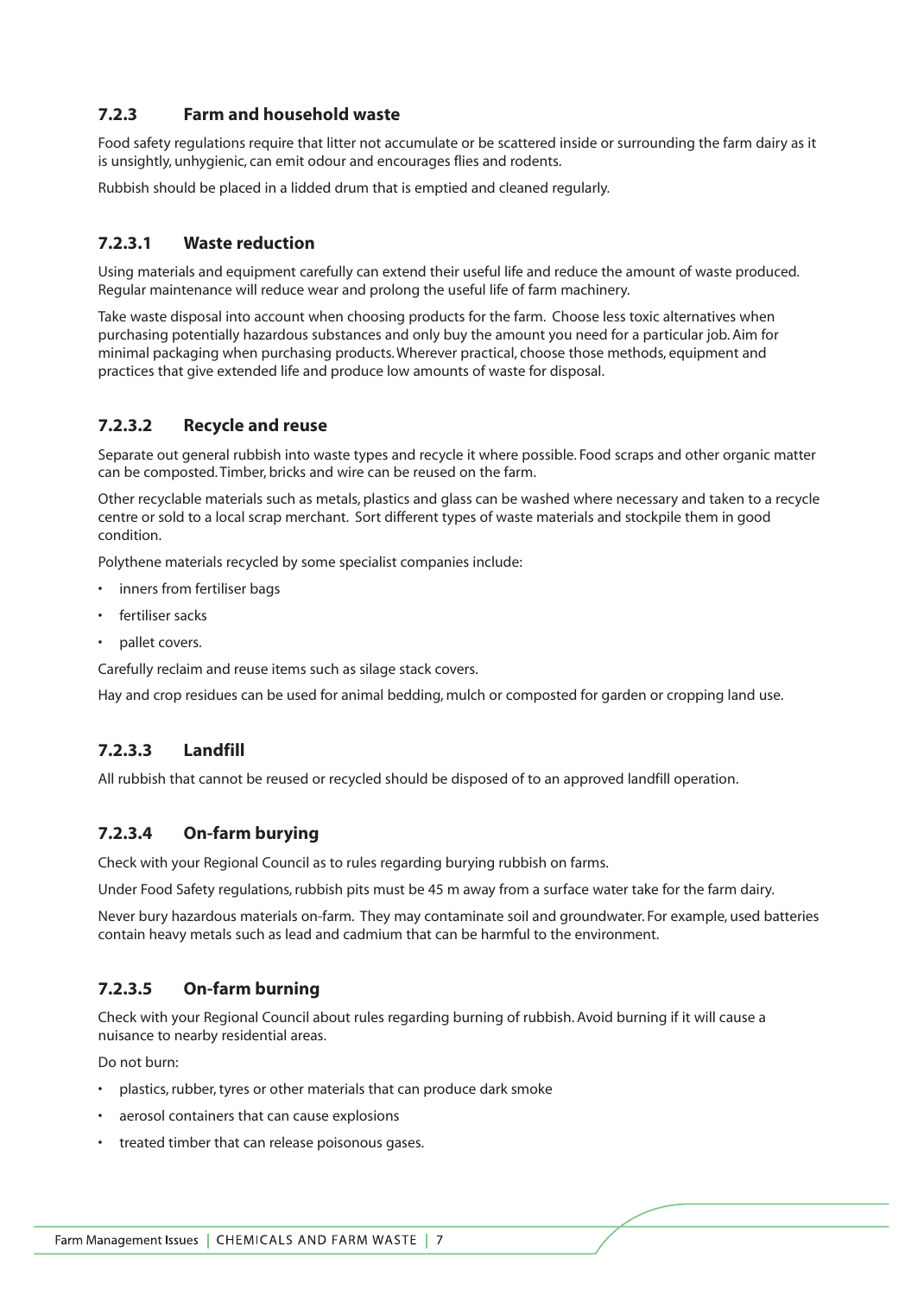### 7.2.3 Farm and household waste

Food safety regulations require that litter not accumulate or be scattered inside or surrounding the farm dairy as it is unsightly, unhygienic, can emit odour and encourages flies and rodents.

Rubbish should be placed in a lidded drum that is emptied and cleaned regularly.

#### 7.2.3.1 Waste reduction

Using materials and equipment carefully can extend their useful life and reduce the amount of waste produced. Regular maintenance will reduce wear and prolong the useful life of farm machinery.

Take waste disposal into account when choosing products for the farm. Choose less toxic alternatives when purchasing potentially hazardous substances and only buy the amount you need for a particular job. Aim for minimal packaging when purchasing products. Wherever practical, choose those methods, equipment and practices that give extended life and produce low amounts of waste for disposal.

#### 7.2.3.2 Recycle and reuse

Separate out general rubbish into waste types and recycle it where possible. Food scraps and other organic matter can be composted. Timber, bricks and wire can be reused on the farm.

Other recyclable materials such as metals, plastics and glass can be washed where necessary and taken to a recycle centre or sold to a local scrap merchant. Sort different types of waste materials and stockpile them in good condition.

Polythene materials recycled by some specialist companies include:

- inners from fertiliser bags
- fertiliser sacks
- pallet covers.

Carefully reclaim and reuse items such as silage stack covers.

Hay and crop residues can be used for animal bedding, mulch or composted for garden or cropping land use.

#### 7.2.3.3 Landfill

All rubbish that cannot be reused or recycled should be disposed of to an approved landfill operation.

#### 7.2.3.4 On-farm burying

Check with your Regional Council as to rules regarding burying rubbish on farms.

Under Food Safety regulations, rubbish pits must be 45 m away from a surface water take for the farm dairy.

Never bury hazardous materials on-farm. They may contaminate soil and groundwater. For example, used batteries contain heavy metals such as lead and cadmium that can be harmful to the environment.

#### 7.2.3.5 On-farm burning

Check with your Regional Council about rules regarding burning of rubbish. Avoid burning if it will cause a nuisance to nearby residential areas.

Do not burn:

- plastics, rubber, tyres or other materials that can produce dark smoke
- aerosol containers that can cause explosions
- treated timber that can release poisonous gases.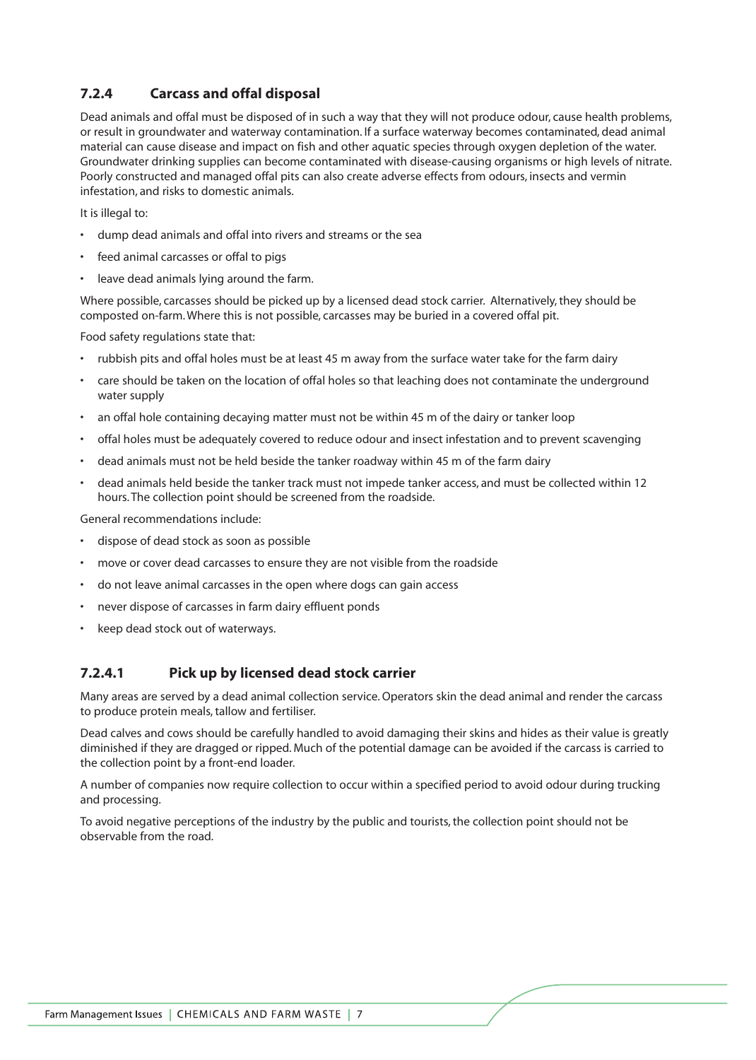### 7.2.4 Carcass and offal disposal

Dead animals and offal must be disposed of in such a way that they will not produce odour, cause health problems, or result in groundwater and waterway contamination. If a surface waterway becomes contaminated, dead animal material can cause disease and impact on fish and other aquatic species through oxygen depletion of the water. Groundwater drinking supplies can become contaminated with disease-causing organisms or high levels of nitrate. Poorly constructed and managed offal pits can also create adverse effects from odours, insects and vermin infestation, and risks to domestic animals.

It is illegal to:

- dump dead animals and offal into rivers and streams or the sea
- feed animal carcasses or offal to pigs
- leave dead animals lying around the farm.

Where possible, carcasses should be picked up by a licensed dead stock carrier. Alternatively, they should be composted on-farm. Where this is not possible, carcasses may be buried in a covered offal pit.

Food safety regulations state that:

- rubbish pits and offal holes must be at least 45 m away from the surface water take for the farm dairy
- care should be taken on the location of offal holes so that leaching does not contaminate the underground water supply
- an offal hole containing decaying matter must not be within 45 m of the dairy or tanker loop
- offal holes must be adequately covered to reduce odour and insect infestation and to prevent scavenging
- dead animals must not be held beside the tanker roadway within 45 m of the farm dairy
- dead animals held beside the tanker track must not impede tanker access, and must be collected within 12 hours. The collection point should be screened from the roadside.

General recommendations include:

- dispose of dead stock as soon as possible
- move or cover dead carcasses to ensure they are not visible from the roadside
- do not leave animal carcasses in the open where dogs can gain access
- never dispose of carcasses in farm dairy effluent ponds
- keep dead stock out of waterways.

#### 7.2.4.1 Pick up by licensed dead stock carrier

Many areas are served by a dead animal collection service. Operators skin the dead animal and render the carcass to produce protein meals, tallow and fertiliser.

Dead calves and cows should be carefully handled to avoid damaging their skins and hides as their value is greatly diminished if they are dragged or ripped. Much of the potential damage can be avoided if the carcass is carried to the collection point by a front-end loader.

A number of companies now require collection to occur within a specified period to avoid odour during trucking and processing.

To avoid negative perceptions of the industry by the public and tourists, the collection point should not be observable from the road.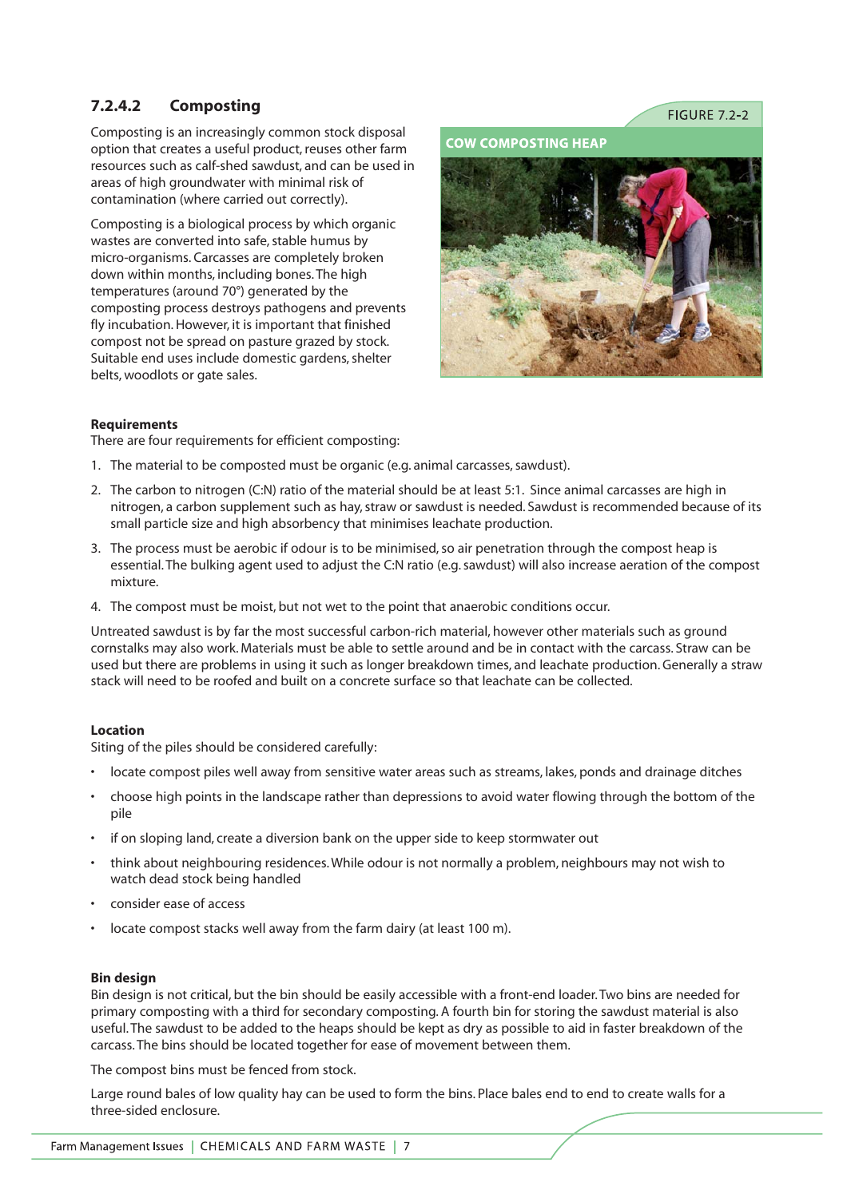### 7.2.4.2 Composting

Composting is an increasingly common stock disposal option that creates a useful product, reuses other farm resources such as calf-shed sawdust, and can be used in areas of high groundwater with minimal risk of contamination (where carried out correctly).

Composting is a biological process by which organic wastes are converted into safe, stable humus by micro-organisms. Carcasses are completely broken down within months, including bones. The high temperatures (around 70°) generated by the composting process destroys pathogens and prevents fly incubation. However, it is important that finished compost not be spread on pasture grazed by stock. Suitable end uses include domestic gardens, shelter belts, woodlots or gate sales.

FIGURE 7.2-2

COW COMPOSTING HEAP

**Requirements**

There are four requirements for efficient composting:

1. The material to be composted must be organic (e.g. animal carcasses, sawdust).
2. The carbon to nitrogen (C:N) ratio of the material should be at least 5:1. Since animal carcasses are high in nitrogen, a carbon supplement such as hay, straw or sawdust is needed. Sawdust is recommended because of its small particle size and high absorbency that minimises leachate production.
3. The process must be aerobic if odour is to be minimised, so air penetration through the compost heap is essential. The bulking agent used to adjust the C:N ratio (e.g. sawdust) will also increase aeration of the compost mixture.
4. The compost must be moist, but not wet to the point that anaerobic conditions occur.

Untreated sawdust is by far the most successful carbon-rich material, however other materials such as ground cornstalks may also work. Materials must be able to settle around and be in contact with the carcass. Straw can be used but there are problems in using it such as longer breakdown times, and leachate production. Generally a straw stack will need to be roofed and built on a concrete surface so that leachate can be collected.

**Location**

Siting of the piles should be considered carefully:

- locate compost piles well away from sensitive water areas such as streams, lakes, ponds and drainage ditches
- choose high points in the landscape rather than depressions to avoid water flowing through the bottom of the pile
- if on sloping land, create a diversion bank on the upper side to keep stormwater out
- think about neighbouring residences. While odour is not normally a problem, neighbours may not wish to watch dead stock being handled
- consider ease of access
- locate compost stacks well away from the farm dairy (at least 100 m).

**Bin design**

Bin design is not critical, but the bin should be easily accessible with a front-end loader. Two bins are needed for primary composting with a third for secondary composting. A fourth bin for storing the sawdust material is also useful. The sawdust to be added to the heaps should be kept as dry as possible to aid in faster breakdown of the carcass. The bins should be located together for ease of movement between them.

The compost bins must be fenced from stock.

Large round bales of low quality hay can be used to form the bins. Place bales end to end to create walls for a three-sided enclosure.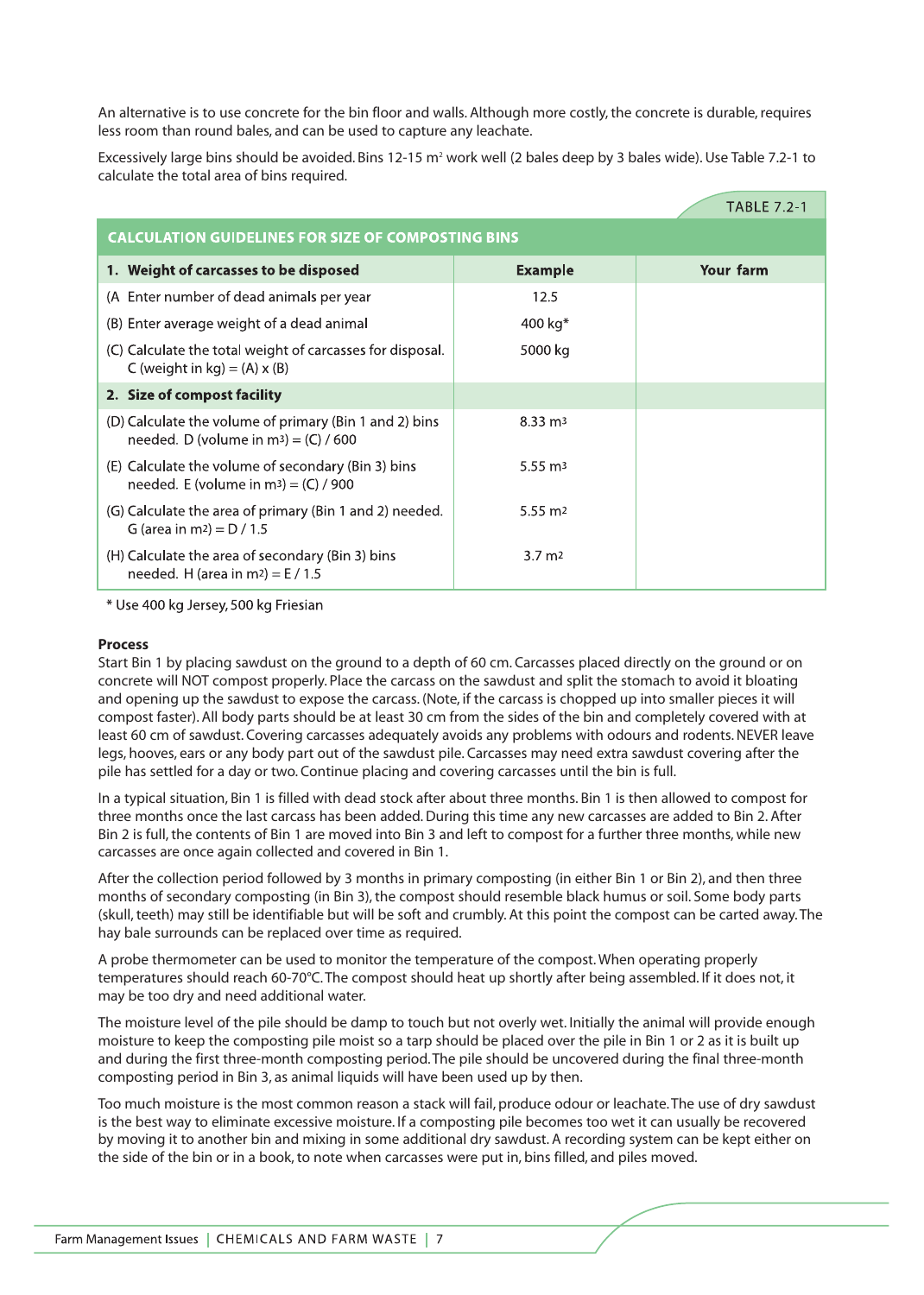An alternative is to use concrete for the bin floor and walls. Although more costly, the concrete is durable, requires less room than round bales, and can be used to capture any leachate.

Excessively large bins should be avoided. Bins 12-15 $m^2$ work well (2 bales deep by 3 bales wide). Use Table 7.2-1 to calculate the total area of bins required.

TABLE 7.2-1

| CALCULATION GUIDELINES FOR SIZE OF COMPOSTING BINS | | |
|---|---|---|
| **1. Weight of carcasses to be disposed** | **Example** | **Your farm** |
| (A Enter number of dead animals per year | 12.5 | |
| (B) Enter average weight of a dead animal | 400 kg* | |
| (C) Calculate the total weight of carcasses for disposal. C (weight in kg) = (A) x (B) | 5000 kg | |
| **2. Size of compost facility** | | |
| (D) Calculate the volume of primary (Bin 1 and 2) bins needed. D (volume in $m^3$) = (C) / 600 | 8.33 $m^3$ | |
| (E) Calculate the volume of secondary (Bin 3) bins needed. E (volume in $m^3$) = (C) / 900 | 5.55 $m^3$ | |
| (G) Calculate the area of primary (Bin 1 and 2) needed. G (area in $m^2$) = D / 1.5 | 5.55 $m^2$ | |
| (H) Calculate the area of secondary (Bin 3) bins needed. H (area in $m^2$) = E / 1.5 | 3.7 $m^2$ | |

\* Use 400 kg Jersey, 500 kg Friesian

**Process**

Start Bin 1 by placing sawdust on the ground to a depth of 60 cm. Carcasses placed directly on the ground or on concrete will NOT compost properly. Place the carcass on the sawdust and split the stomach to avoid it bloating and opening up the sawdust to expose the carcass. (Note, if the carcass is chopped up into smaller pieces it will compost faster). All body parts should be at least 30 cm from the sides of the bin and completely covered with at least 60 cm of sawdust. Covering carcasses adequately avoids any problems with odours and rodents. NEVER leave legs, hooves, ears or any body part out of the sawdust pile. Carcasses may need extra sawdust covering after the pile has settled for a day or two. Continue placing and covering carcasses until the bin is full.

In a typical situation, Bin 1 is filled with dead stock after about three months. Bin 1 is then allowed to compost for three months once the last carcass has been added. During this time any new carcasses are added to Bin 2. After Bin 2 is full, the contents of Bin 1 are moved into Bin 3 and left to compost for a further three months, while new carcasses are once again collected and covered in Bin 1.

After the collection period followed by 3 months in primary composting (in either Bin 1 or Bin 2), and then three months of secondary composting (in Bin 3), the compost should resemble black humus or soil. Some body parts (skull, teeth) may still be identifiable but will be soft and crumbly. At this point the compost can be carted away. The hay bale surrounds can be replaced over time as required.

A probe thermometer can be used to monitor the temperature of the compost. When operating properly temperatures should reach 60-70°C. The compost should heat up shortly after being assembled. If it does not, it may be too dry and need additional water.

The moisture level of the pile should be damp to touch but not overly wet. Initially the animal will provide enough moisture to keep the composting pile moist so a tarp should be placed over the pile in Bin 1 or 2 as it is built up and during the first three-month composting period. The pile should be uncovered during the final three-month composting period in Bin 3, as animal liquids will have been used up by then.

Too much moisture is the most common reason a stack will fail, produce odour or leachate. The use of dry sawdust is the best way to eliminate excessive moisture. If a composting pile becomes too wet it can usually be recovered by moving it to another bin and mixing in some additional dry sawdust. A recording system can be kept either on the side of the bin or in a book, to note when carcasses were put in, bins filled, and piles moved.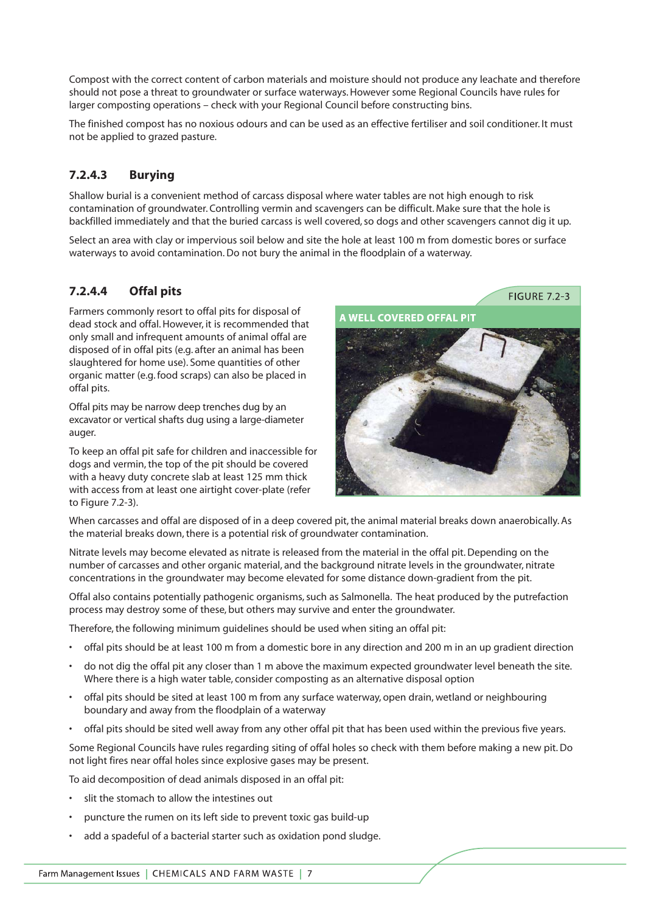Compost with the correct content of carbon materials and moisture should not produce any leachate and therefore should not pose a threat to groundwater or surface waterways. However some Regional Councils have rules for larger composting operations – check with your Regional Council before constructing bins.

The finished compost has no noxious odours and can be used as an effective fertiliser and soil conditioner. It must not be applied to grazed pasture.

### 7.2.4.3 Burying

Shallow burial is a convenient method of carcass disposal where water tables are not high enough to risk contamination of groundwater. Controlling vermin and scavengers can be difficult. Make sure that the hole is backfilled immediately and that the buried carcass is well covered, so dogs and other scavengers cannot dig it up.

Select an area with clay or impervious soil below and site the hole at least 100 m from domestic bores or surface waterways to avoid contamination. Do not bury the animal in the floodplain of a waterway.

### 7.2.4.4 Offal pits

Farmers commonly resort to offal pits for disposal of dead stock and offal. However, it is recommended that only small and infrequent amounts of animal offal are disposed of in offal pits (e.g. after an animal has been slaughtered for home use). Some quantities of other organic matter (e.g. food scraps) can also be placed in offal pits.

Offal pits may be narrow deep trenches dug by an excavator or vertical shafts dug using a large-diameter auger.

To keep an offal pit safe for children and inaccessible for dogs and vermin, the top of the pit should be covered with a heavy duty concrete slab at least 125 mm thick with access from at least one airtight cover-plate (refer to Figure 7.2-3).

FIGURE 7.2-3

A WELL COVERED OFFAL PIT

When carcasses and offal are disposed of in a deep covered pit, the animal material breaks down anaerobically. As the material breaks down, there is a potential risk of groundwater contamination.

Nitrate levels may become elevated as nitrate is released from the material in the offal pit. Depending on the number of carcasses and other organic material, and the background nitrate levels in the groundwater, nitrate concentrations in the groundwater may become elevated for some distance down-gradient from the pit.

Offal also contains potentially pathogenic organisms, such as Salmonella. The heat produced by the putrefaction process may destroy some of these, but others may survive and enter the groundwater.

Therefore, the following minimum guidelines should be used when siting an offal pit:

- offal pits should be at least 100 m from a domestic bore in any direction and 200 m in an up gradient direction
- do not dig the offal pit any closer than 1 m above the maximum expected groundwater level beneath the site. Where there is a high water table, consider composting as an alternative disposal option
- offal pits should be sited at least 100 m from any surface waterway, open drain, wetland or neighbouring boundary and away from the floodplain of a waterway
- offal pits should be sited well away from any other offal pit that has been used within the previous five years.

Some Regional Councils have rules regarding siting of offal holes so check with them before making a new pit. Do not light fires near offal holes since explosive gases may be present.

To aid decomposition of dead animals disposed in an offal pit:

- slit the stomach to allow the intestines out
- puncture the rumen on its left side to prevent toxic gas build-up
- add a spadeful of a bacterial starter such as oxidation pond sludge.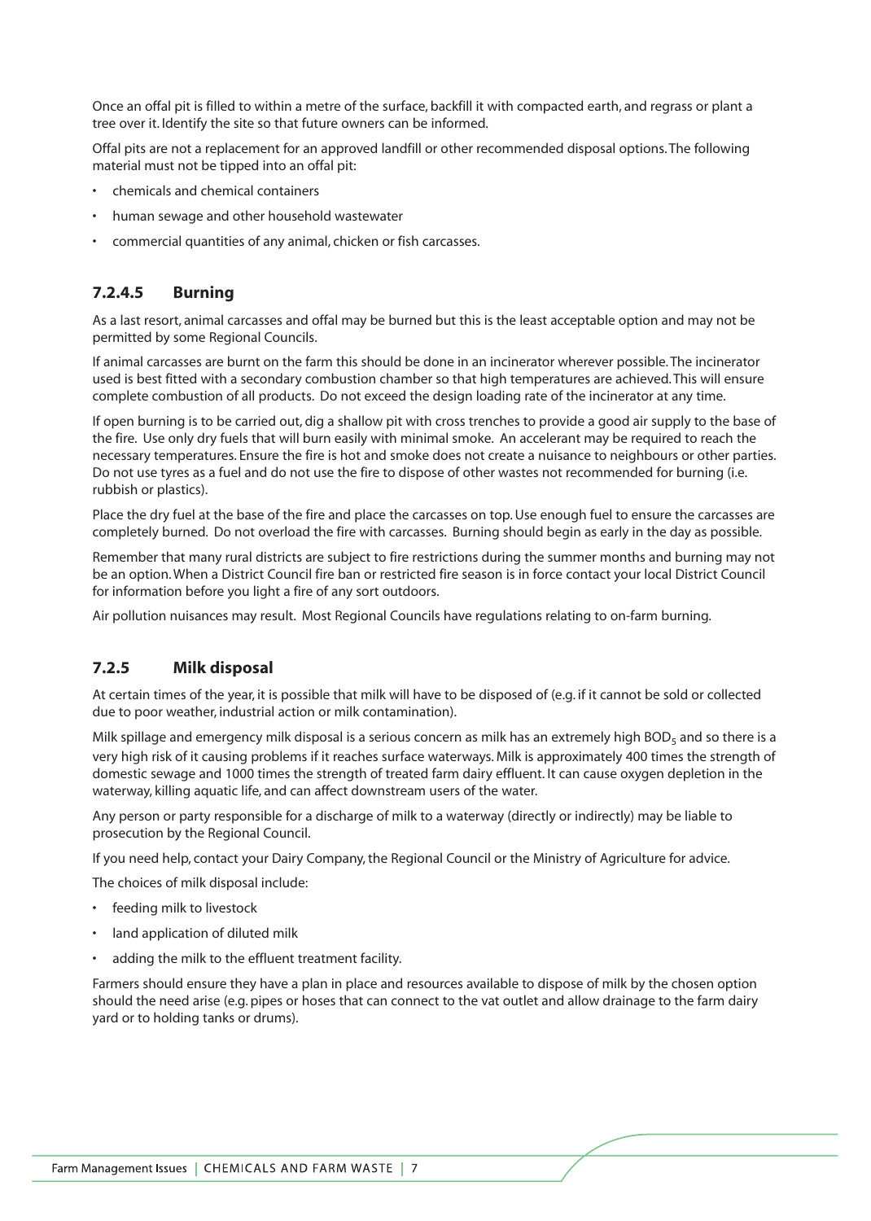Once an offal pit is filled to within a metre of the surface, backfill it with compacted earth, and regrass or plant a tree over it. Identify the site so that future owners can be informed.

Offal pits are not a replacement for an approved landfill or other recommended disposal options. The following material must not be tipped into an offal pit:

- chemicals and chemical containers
- human sewage and other household wastewater
- commercial quantities of any animal, chicken or fish carcasses.

### 7.2.4.5 Burning

As a last resort, animal carcasses and offal may be burned but this is the least acceptable option and may not be permitted by some Regional Councils.

If animal carcasses are burnt on the farm this should be done in an incinerator wherever possible. The incinerator used is best fitted with a secondary combustion chamber so that high temperatures are achieved. This will ensure complete combustion of all products. Do not exceed the design loading rate of the incinerator at any time.

If open burning is to be carried out, dig a shallow pit with cross trenches to provide a good air supply to the base of the fire. Use only dry fuels that will burn easily with minimal smoke. An accelerant may be required to reach the necessary temperatures. Ensure the fire is hot and smoke does not create a nuisance to neighbours or other parties. Do not use tyres as a fuel and do not use the fire to dispose of other wastes not recommended for burning (i.e. rubbish or plastics).

Place the dry fuel at the base of the fire and place the carcasses on top. Use enough fuel to ensure the carcasses are completely burned. Do not overload the fire with carcasses. Burning should begin as early in the day as possible.

Remember that many rural districts are subject to fire restrictions during the summer months and burning may not be an option. When a District Council fire ban or restricted fire season is in force contact your local District Council for information before you light a fire of any sort outdoors.

Air pollution nuisances may result. Most Regional Councils have regulations relating to on-farm burning.

### 7.2.5 Milk disposal

At certain times of the year, it is possible that milk will have to be disposed of (e.g. if it cannot be sold or collected due to poor weather, industrial action or milk contamination).

Milk spillage and emergency milk disposal is a serious concern as milk has an extremely high $BOD_5$ and so there is a very high risk of it causing problems if it reaches surface waterways. Milk is approximately 400 times the strength of domestic sewage and 1000 times the strength of treated farm dairy effluent. It can cause oxygen depletion in the waterway, killing aquatic life, and can affect downstream users of the water.

Any person or party responsible for a discharge of milk to a waterway (directly or indirectly) may be liable to prosecution by the Regional Council.

If you need help, contact your Dairy Company, the Regional Council or the Ministry of Agriculture for advice.

The choices of milk disposal include:

- feeding milk to livestock
- land application of diluted milk
- adding the milk to the effluent treatment facility.

Farmers should ensure they have a plan in place and resources available to dispose of milk by the chosen option should the need arise (e.g. pipes or hoses that can connect to the vat outlet and allow drainage to the farm dairy yard or to holding tanks or drums).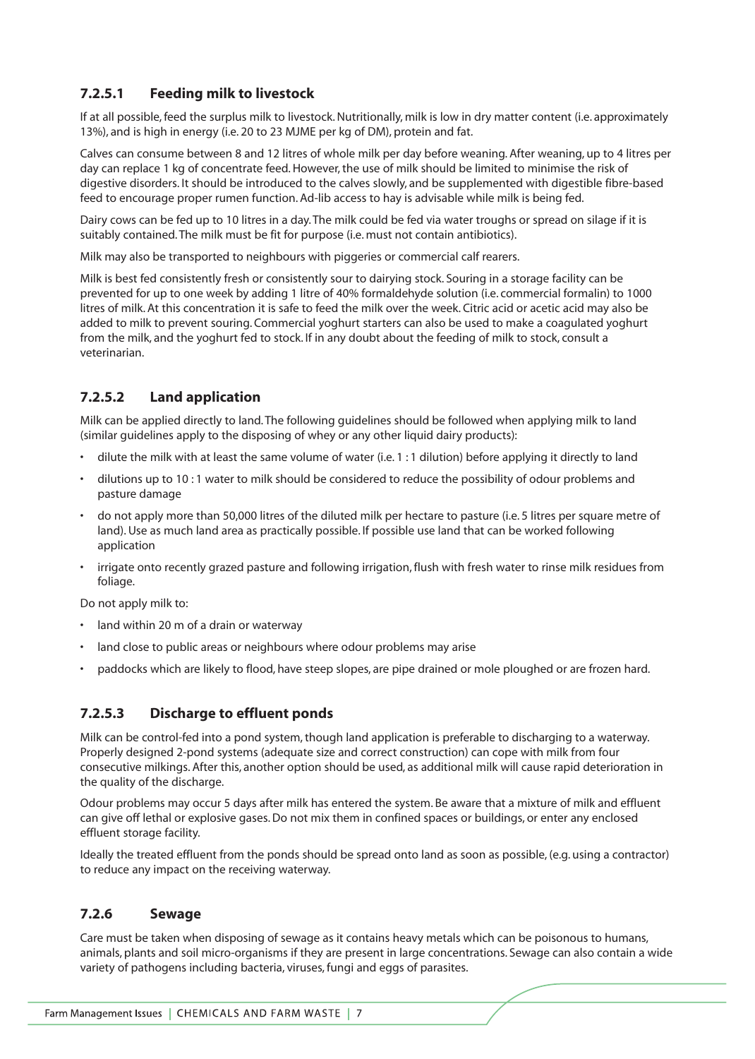### 7.2.5.1 Feeding milk to livestock

If at all possible, feed the surplus milk to livestock. Nutritionally, milk is low in dry matter content (i.e. approximately 13%), and is high in energy (i.e. 20 to 23 MJME per kg of DM), protein and fat.

Calves can consume between 8 and 12 litres of whole milk per day before weaning. After weaning, up to 4 litres per day can replace 1 kg of concentrate feed. However, the use of milk should be limited to minimise the risk of digestive disorders. It should be introduced to the calves slowly, and be supplemented with digestible fibre-based feed to encourage proper rumen function. Ad-lib access to hay is advisable while milk is being fed.

Dairy cows can be fed up to 10 litres in a day. The milk could be fed via water troughs or spread on silage if it is suitably contained. The milk must be fit for purpose (i.e. must not contain antibiotics).

Milk may also be transported to neighbours with piggeries or commercial calf rearers.

Milk is best fed consistently fresh or consistently sour to dairying stock. Souring in a storage facility can be prevented for up to one week by adding 1 litre of 40% formaldehyde solution (i.e. commercial formalin) to 1000 litres of milk. At this concentration it is safe to feed the milk over the week. Citric acid or acetic acid may also be added to milk to prevent souring. Commercial yoghurt starters can also be used to make a coagulated yoghurt from the milk, and the yoghurt fed to stock. If in any doubt about the feeding of milk to stock, consult a veterinarian.

### 7.2.5.2 Land application

Milk can be applied directly to land. The following guidelines should be followed when applying milk to land (similar guidelines apply to the disposing of whey or any other liquid dairy products):

- dilute the milk with at least the same volume of water (i.e. 1 : 1 dilution) before applying it directly to land
- dilutions up to 10 : 1 water to milk should be considered to reduce the possibility of odour problems and pasture damage
- do not apply more than 50,000 litres of the diluted milk per hectare to pasture (i.e. 5 litres per square metre of land). Use as much land area as practically possible. If possible use land that can be worked following application
- irrigate onto recently grazed pasture and following irrigation, flush with fresh water to rinse milk residues from foliage.

Do not apply milk to:

- land within 20 m of a drain or waterway
- land close to public areas or neighbours where odour problems may arise
- paddocks which are likely to flood, have steep slopes, are pipe drained or mole ploughed or are frozen hard.

### 7.2.5.3 Discharge to effluent ponds

Milk can be control-fed into a pond system, though land application is preferable to discharging to a waterway. Properly designed 2-pond systems (adequate size and correct construction) can cope with milk from four consecutive milkings. After this, another option should be used, as additional milk will cause rapid deterioration in the quality of the discharge.

Odour problems may occur 5 days after milk has entered the system. Be aware that a mixture of milk and effluent can give off lethal or explosive gases. Do not mix them in confined spaces or buildings, or enter any enclosed effluent storage facility.

Ideally the treated effluent from the ponds should be spread onto land as soon as possible, (e.g. using a contractor) to reduce any impact on the receiving waterway.

## 7.2.6 Sewage

Care must be taken when disposing of sewage as it contains heavy metals which can be poisonous to humans, animals, plants and soil micro-organisms if they are present in large concentrations. Sewage can also contain a wide variety of pathogens including bacteria, viruses, fungi and eggs of parasites.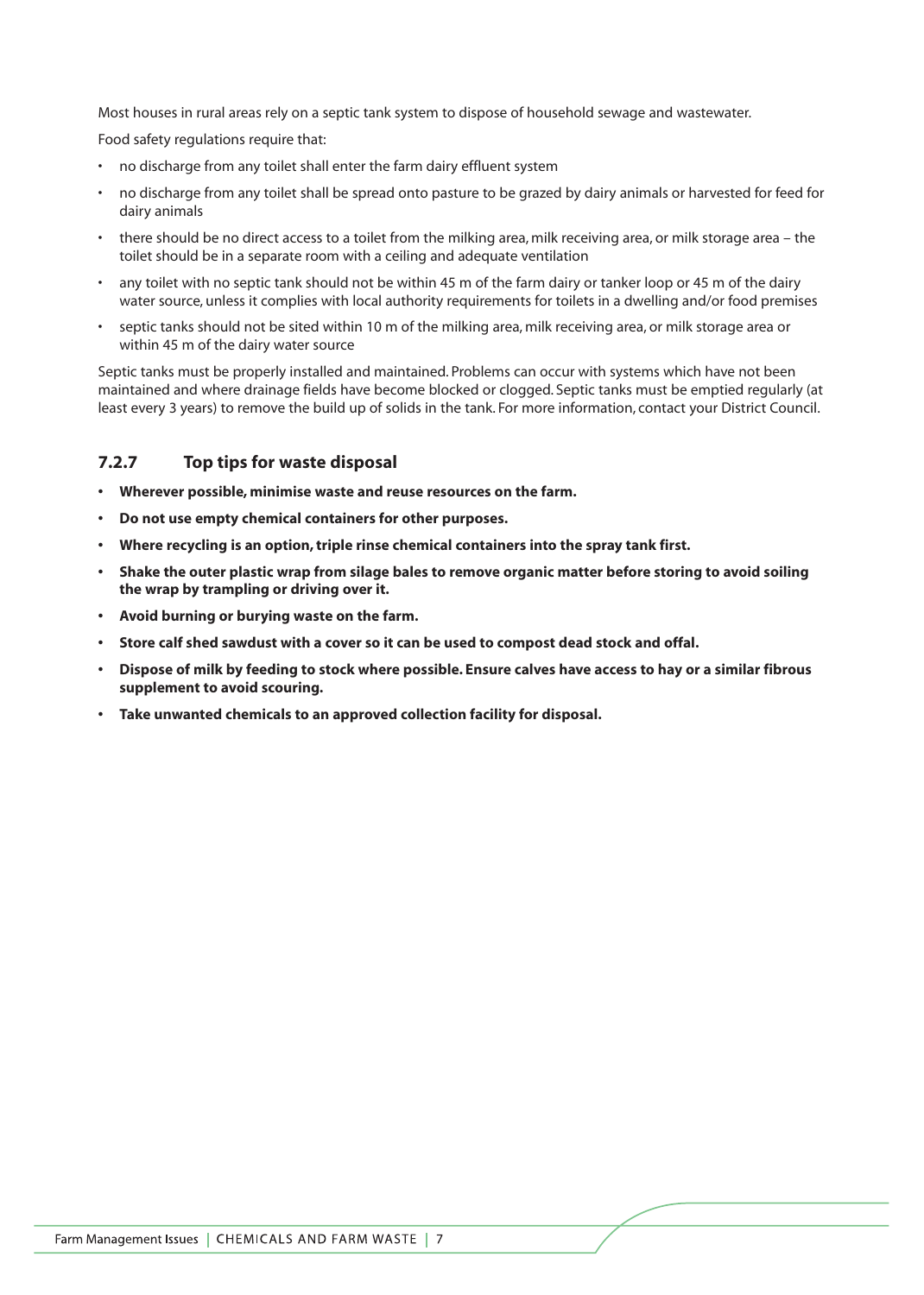Most houses in rural areas rely on a septic tank system to dispose of household sewage and wastewater.

Food safety regulations require that:

- no discharge from any toilet shall enter the farm dairy effluent system
- no discharge from any toilet shall be spread onto pasture to be grazed by dairy animals or harvested for feed for dairy animals
- there should be no direct access to a toilet from the milking area, milk receiving area, or milk storage area – the toilet should be in a separate room with a ceiling and adequate ventilation
- any toilet with no septic tank should not be within 45 m of the farm dairy or tanker loop or 45 m of the dairy water source, unless it complies with local authority requirements for toilets in a dwelling and/or food premises
- septic tanks should not be sited within 10 m of the milking area, milk receiving area, or milk storage area or within 45 m of the dairy water source

Septic tanks must be properly installed and maintained. Problems can occur with systems which have not been maintained and where drainage fields have become blocked or clogged. Septic tanks must be emptied regularly (at least every 3 years) to remove the build up of solids in the tank. For more information, contact your District Council.

### 7.2.7 Top tips for waste disposal

- **Wherever possible, minimise waste and reuse resources on the farm.**
- **Do not use empty chemical containers for other purposes.**
- **Where recycling is an option, triple rinse chemical containers into the spray tank first.**
- **Shake the outer plastic wrap from silage bales to remove organic matter before storing to avoid soiling the wrap by trampling or driving over it.**
- **Avoid burning or burying waste on the farm.**
- **Store calf shed sawdust with a cover so it can be used to compost dead stock and offal.**
- **Dispose of milk by feeding to stock where possible. Ensure calves have access to hay or a similar fibrous supplement to avoid scouring.**
- **Take unwanted chemicals to an approved collection facility for disposal.**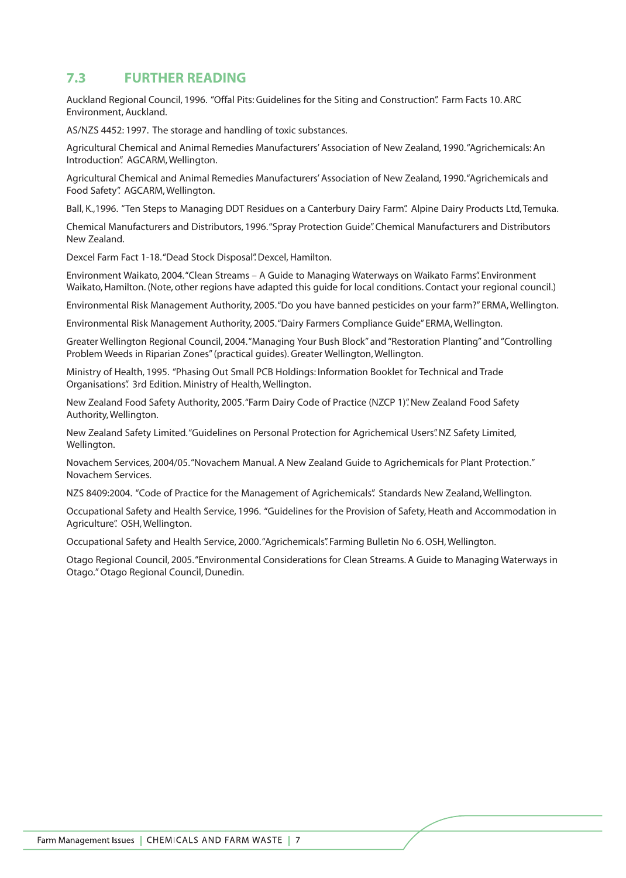## 7.3 FURTHER READING

Auckland Regional Council, 1996. "Offal Pits: Guidelines for the Siting and Construction". Farm Facts 10. ARC Environment, Auckland.

AS/NZS 4452: 1997. The storage and handling of toxic substances.

Agricultural Chemical and Animal Remedies Manufacturers' Association of New Zealand, 1990. "Agrichemicals: An Introduction". AGCARM, Wellington.

Agricultural Chemical and Animal Remedies Manufacturers' Association of New Zealand, 1990. "Agrichemicals and Food Safety". AGCARM, Wellington.

Ball, K., 1996. "Ten Steps to Managing DDT Residues on a Canterbury Dairy Farm". Alpine Dairy Products Ltd, Temuka.

Chemical Manufacturers and Distributors, 1996. "Spray Protection Guide". Chemical Manufacturers and Distributors New Zealand.

Dexcel Farm Fact 1-18. "Dead Stock Disposal". Dexcel, Hamilton.

Environment Waikato, 2004. "Clean Streams – A Guide to Managing Waterways on Waikato Farms". Environment Waikato, Hamilton. (Note, other regions have adapted this guide for local conditions. Contact your regional council.)

Environmental Risk Management Authority, 2005. "Do you have banned pesticides on your farm?" ERMA, Wellington.

Environmental Risk Management Authority, 2005. "Dairy Farmers Compliance Guide" ERMA, Wellington.

Greater Wellington Regional Council, 2004. "Managing Your Bush Block" and "Restoration Planting" and "Controlling Problem Weeds in Riparian Zones" (practical guides). Greater Wellington, Wellington.

Ministry of Health, 1995. "Phasing Out Small PCB Holdings: Information Booklet for Technical and Trade Organisations". 3rd Edition. Ministry of Health, Wellington.

New Zealand Food Safety Authority, 2005. "Farm Dairy Code of Practice (NZCP 1)". New Zealand Food Safety Authority, Wellington.

New Zealand Safety Limited. "Guidelines on Personal Protection for Agrichemical Users". NZ Safety Limited, Wellington.

Novachem Services, 2004/05. "Novachem Manual. A New Zealand Guide to Agrichemicals for Plant Protection." Novachem Services.

NZS 8409:2004. "Code of Practice for the Management of Agrichemicals". Standards New Zealand, Wellington.

Occupational Safety and Health Service, 1996. "Guidelines for the Provision of Safety, Heath and Accommodation in Agriculture". OSH, Wellington.

Occupational Safety and Health Service, 2000. "Agrichemicals". Farming Bulletin No 6. OSH, Wellington.

Otago Regional Council, 2005. "Environmental Considerations for Clean Streams. A Guide to Managing Waterways in Otago." Otago Regional Council, Dunedin.